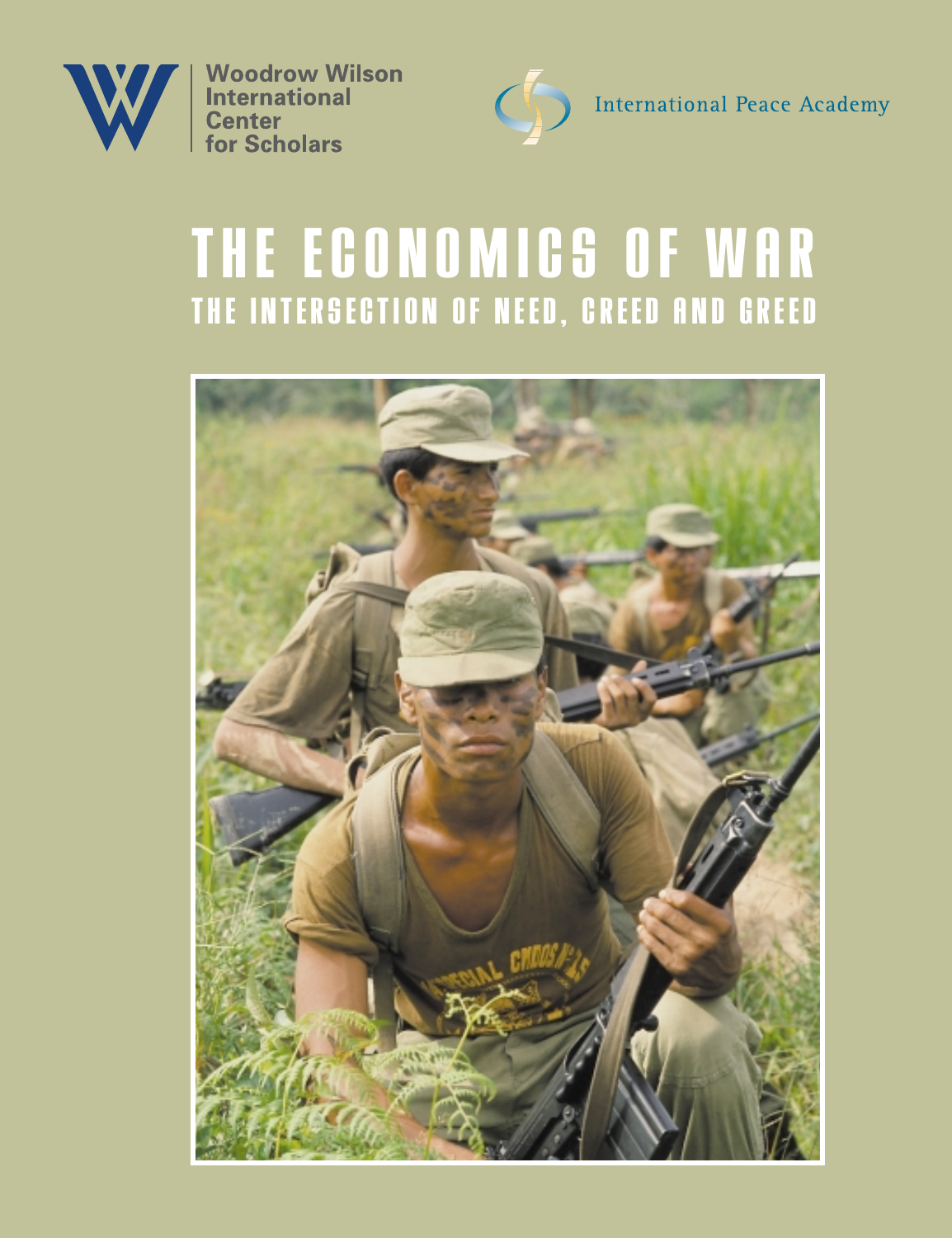Woodrow Wilson International Center for Scholars

International Peace Academy

# THE ECONOMICS OF WAR

## THE INTERSECTION OF NEED, CREED AND GREED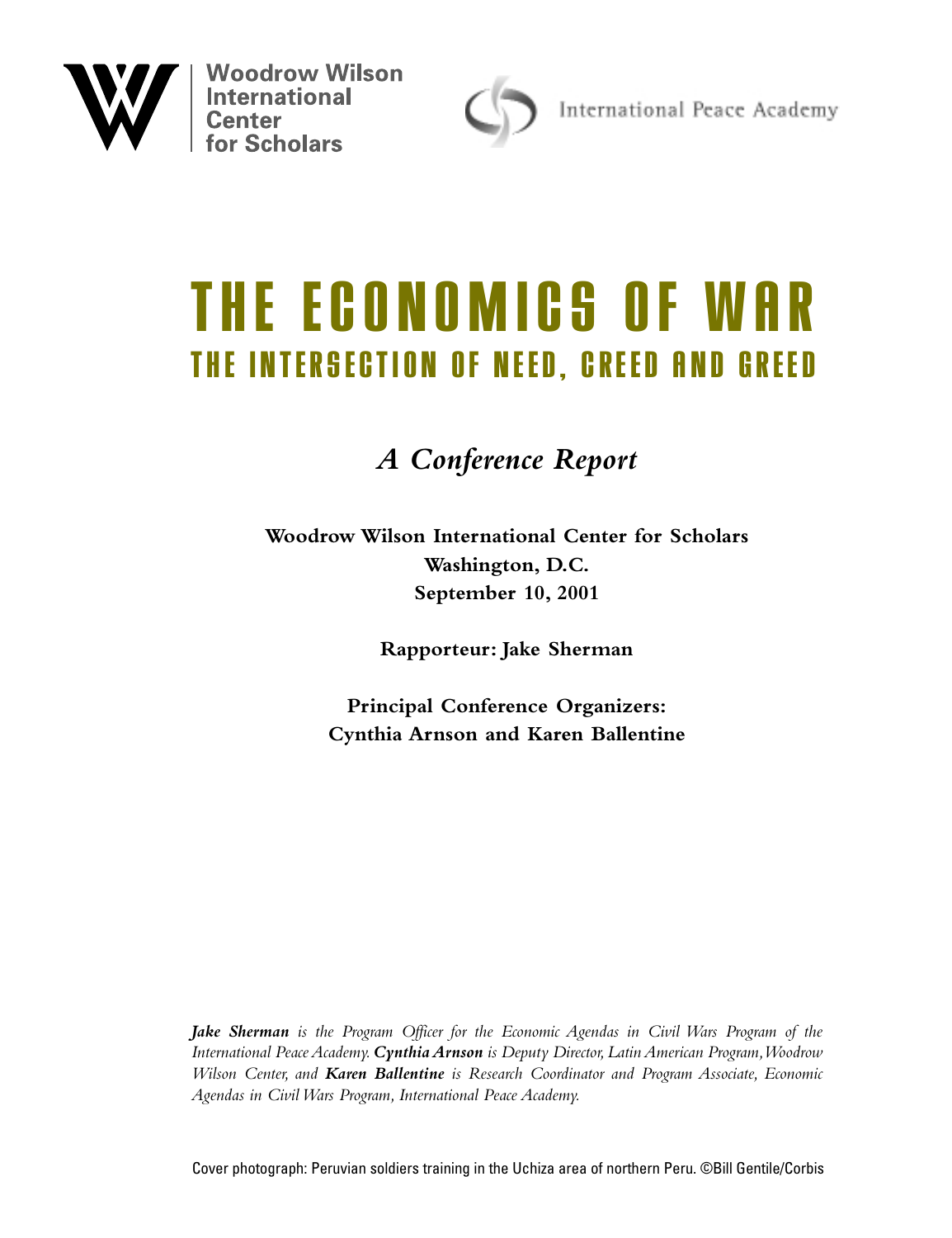Woodrow Wilson International Center for Scholars

International Peace Academy

# THE ECONOMICS OF WAR

## THE INTERSECTION OF NEED, CREED AND GREED

*A Conference Report*

**Woodrow Wilson International Center for Scholars**
**Washington, D.C.**
**September 10, 2001**

**Rapporteur: Jake Sherman**

**Principal Conference Organizers:**
**Cynthia Arnson and Karen Ballentine**

***Jake Sherman*** *is the Program Officer for the Economic Agendas in Civil Wars Program of the International Peace Academy.* ***Cynthia Arnson*** *is Deputy Director, Latin American Program, Woodrow Wilson Center, and* ***Karen Ballentine*** *is Research Coordinator and Program Associate, Economic Agendas in Civil Wars Program, International Peace Academy.*

Cover photograph: Peruvian soldiers training in the Uchiza area of northern Peru. ©Bill Gentile/Corbis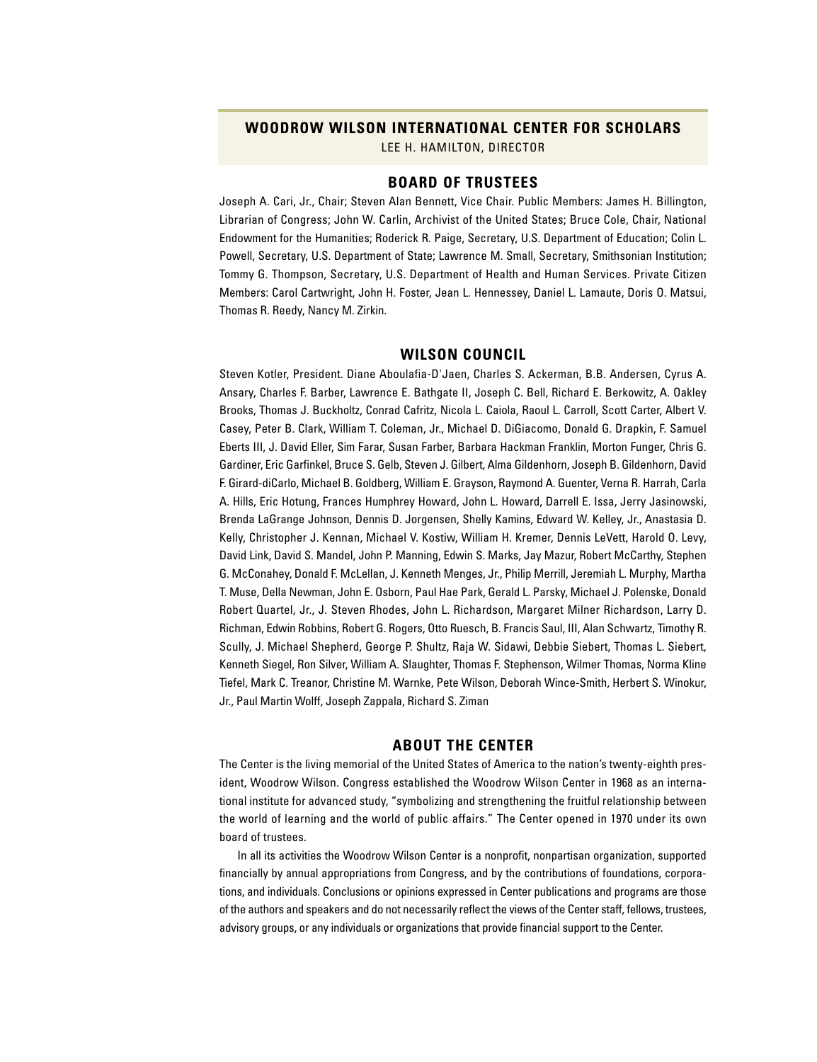## WOODROW WILSON INTERNATIONAL CENTER FOR SCHOLARS

LEE H. HAMILTON, DIRECTOR

### BOARD OF TRUSTEES

Joseph A. Cari, Jr., Chair; Steven Alan Bennett, Vice Chair. Public Members: James H. Billington, Librarian of Congress; John W. Carlin, Archivist of the United States; Bruce Cole, Chair, National Endowment for the Humanities; Roderick R. Paige, Secretary, U.S. Department of Education; Colin L. Powell, Secretary, U.S. Department of State; Lawrence M. Small, Secretary, Smithsonian Institution; Tommy G. Thompson, Secretary, U.S. Department of Health and Human Services. Private Citizen Members: Carol Cartwright, John H. Foster, Jean L. Hennessey, Daniel L. Lamaute, Doris O. Matsui, Thomas R. Reedy, Nancy M. Zirkin.

### WILSON COUNCIL

Steven Kotler, President. Diane Aboulafia-D'Jaen, Charles S. Ackerman, B.B. Andersen, Cyrus A. Ansary, Charles F. Barber, Lawrence E. Bathgate II, Joseph C. Bell, Richard E. Berkowitz, A. Oakley Brooks, Thomas J. Buckholtz, Conrad Cafritz, Nicola L. Caiola, Raoul L. Carroll, Scott Carter, Albert V. Casey, Peter B. Clark, William T. Coleman, Jr., Michael D. DiGiacomo, Donald G. Drapkin, F. Samuel Eberts III, J. David Eller, Sim Farar, Susan Farber, Barbara Hackman Franklin, Morton Funger, Chris G. Gardiner, Eric Garfinkel, Bruce S. Gelb, Steven J. Gilbert, Alma Gildenhorn, Joseph B. Gildenhorn, David F. Girard-diCarlo, Michael B. Goldberg, William E. Grayson, Raymond A. Guenter, Verna R. Harrah, Carla A. Hills, Eric Hotung, Frances Humphrey Howard, John L. Howard, Darrell E. Issa, Jerry Jasinowski, Brenda LaGrange Johnson, Dennis D. Jorgensen, Shelly Kamins, Edward W. Kelley, Jr., Anastasia D. Kelly, Christopher J. Kennan, Michael V. Kostiw, William H. Kremer, Dennis LeVett, Harold O. Levy, David Link, David S. Mandel, John P. Manning, Edwin S. Marks, Jay Mazur, Robert McCarthy, Stephen G. McConahey, Donald F. McLellan, J. Kenneth Menges, Jr., Philip Merrill, Jeremiah L. Murphy, Martha T. Muse, Della Newman, John E. Osborn, Paul Hae Park, Gerald L. Parsky, Michael J. Polenske, Donald Robert Quartel, Jr., J. Steven Rhodes, John L. Richardson, Margaret Milner Richardson, Larry D. Richman, Edwin Robbins, Robert G. Rogers, Otto Ruesch, B. Francis Saul, III, Alan Schwartz, Timothy R. Scully, J. Michael Shepherd, George P. Shultz, Raja W. Sidawi, Debbie Siebert, Thomas L. Siebert, Kenneth Siegel, Ron Silver, William A. Slaughter, Thomas F. Stephenson, Wilmer Thomas, Norma Kline Tiefel, Mark C. Treanor, Christine M. Warnke, Pete Wilson, Deborah Wince-Smith, Herbert S. Winokur, Jr., Paul Martin Wolff, Joseph Zappala, Richard S. Ziman

### ABOUT THE CENTER

The Center is the living memorial of the United States of America to the nation's twenty-eighth president, Woodrow Wilson. Congress established the Woodrow Wilson Center in 1968 as an international institute for advanced study, "symbolizing and strengthening the fruitful relationship between the world of learning and the world of public affairs." The Center opened in 1970 under its own board of trustees.

In all its activities the Woodrow Wilson Center is a nonprofit, nonpartisan organization, supported financially by annual appropriations from Congress, and by the contributions of foundations, corporations, and individuals. Conclusions or opinions expressed in Center publications and programs are those of the authors and speakers and do not necessarily reflect the views of the Center staff, fellows, trustees, advisory groups, or any individuals or organizations that provide financial support to the Center.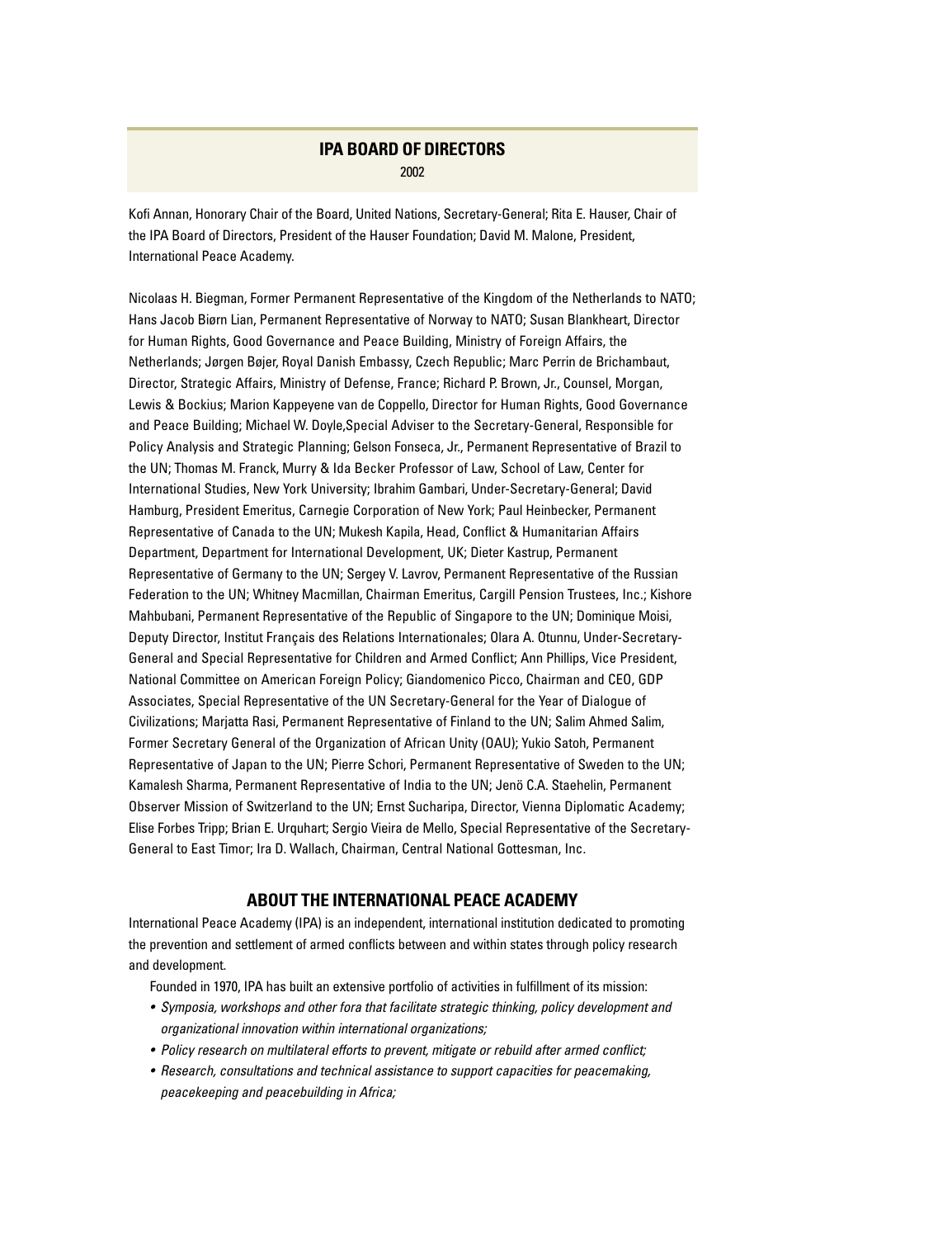## IPA BOARD OF DIRECTORS

2002

Kofi Annan, Honorary Chair of the Board, United Nations, Secretary-General; Rita E. Hauser, Chair of the IPA Board of Directors, President of the Hauser Foundation; David M. Malone, President, International Peace Academy.

Nicolaas H. Biegman, Former Permanent Representative of the Kingdom of the Netherlands to NATO; Hans Jacob Biørn Lian, Permanent Representative of Norway to NATO; Susan Blankheart, Director for Human Rights, Good Governance and Peace Building, Ministry of Foreign Affairs, the Netherlands; Jørgen Bøjer, Royal Danish Embassy, Czech Republic; Marc Perrin de Brichambaut, Director, Strategic Affairs, Ministry of Defense, France; Richard P. Brown, Jr., Counsel, Morgan, Lewis & Bockius; Marion Kappeyene van de Coppello, Director for Human Rights, Good Governance and Peace Building; Michael W. Doyle,Special Adviser to the Secretary-General, Responsible for Policy Analysis and Strategic Planning; Gelson Fonseca, Jr., Permanent Representative of Brazil to the UN; Thomas M. Franck, Murry & Ida Becker Professor of Law, School of Law, Center for International Studies, New York University; Ibrahim Gambari, Under-Secretary-General; David Hamburg, President Emeritus, Carnegie Corporation of New York; Paul Heinbecker, Permanent Representative of Canada to the UN; Mukesh Kapila, Head, Conflict & Humanitarian Affairs Department, Department for International Development, UK; Dieter Kastrup, Permanent Representative of Germany to the UN; Sergey V. Lavrov, Permanent Representative of the Russian Federation to the UN; Whitney Macmillan, Chairman Emeritus, Cargill Pension Trustees, Inc.; Kishore Mahbubani, Permanent Representative of the Republic of Singapore to the UN; Dominique Moisi, Deputy Director, Institut Français des Relations Internationales; Olara A. Otunnu, Under-Secretary-General and Special Representative for Children and Armed Conflict; Ann Phillips, Vice President, National Committee on American Foreign Policy; Giandomenico Picco, Chairman and CEO, GDP Associates, Special Representative of the UN Secretary-General for the Year of Dialogue of Civilizations; Marjatta Rasi, Permanent Representative of Finland to the UN; Salim Ahmed Salim, Former Secretary General of the Organization of African Unity (OAU); Yukio Satoh, Permanent Representative of Japan to the UN; Pierre Schori, Permanent Representative of Sweden to the UN; Kamalesh Sharma, Permanent Representative of India to the UN; Jenö C.A. Staehelin, Permanent Observer Mission of Switzerland to the UN; Ernst Sucharipa, Director, Vienna Diplomatic Academy; Elise Forbes Tripp; Brian E. Urquhart; Sergio Vieira de Mello, Special Representative of the Secretary-General to East Timor; Ira D. Wallach, Chairman, Central National Gottesman, Inc.

## ABOUT THE INTERNATIONAL PEACE ACADEMY

International Peace Academy (IPA) is an independent, international institution dedicated to promoting the prevention and settlement of armed conflicts between and within states through policy research and development.

Founded in 1970, IPA has built an extensive portfolio of activities in fulfillment of its mission:

- *Symposia, workshops and other fora that facilitate strategic thinking, policy development and organizational innovation within international organizations;*
- *Policy research on multilateral efforts to prevent, mitigate or rebuild after armed conflict;*
- *Research, consultations and technical assistance to support capacities for peacemaking, peacekeeping and peacebuilding in Africa;*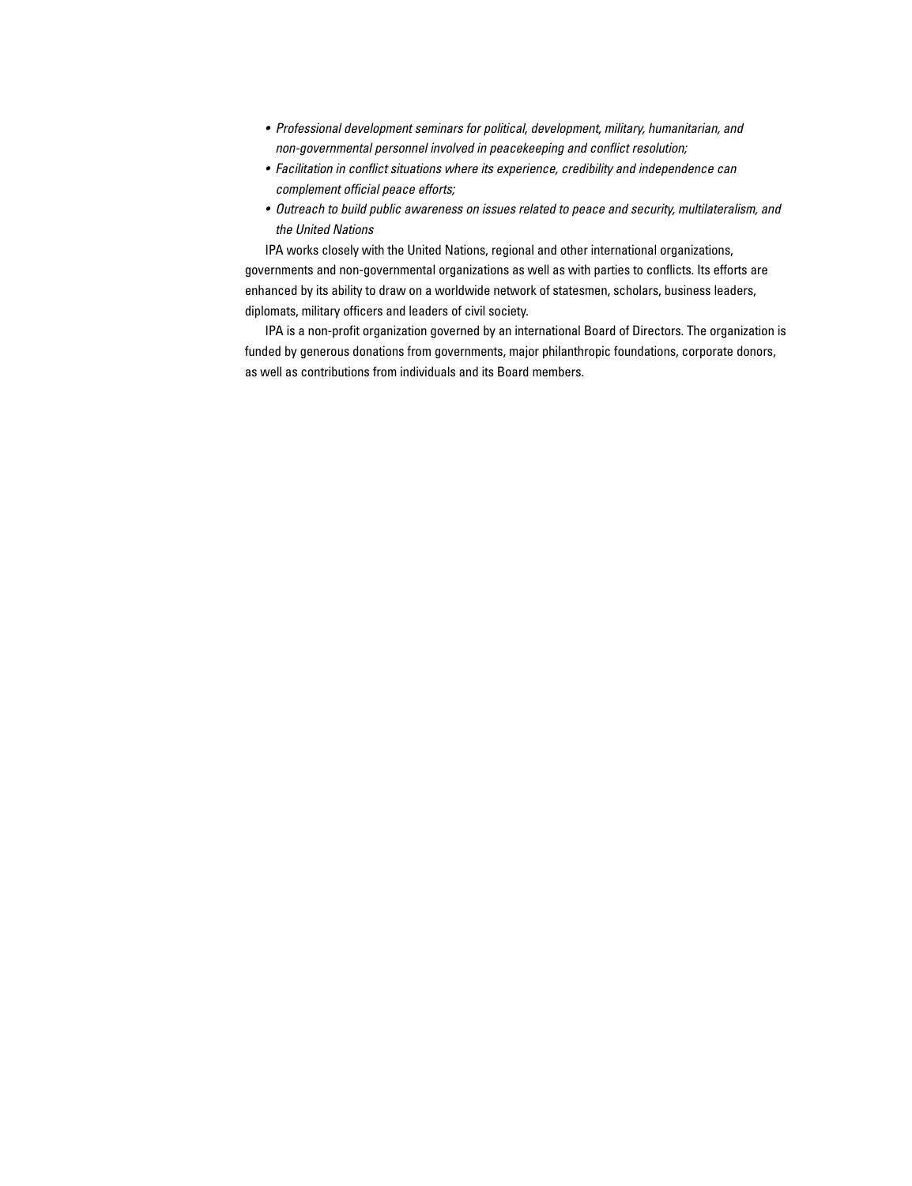- *Professional development seminars for political, development, military, humanitarian, and non-governmental personnel involved in peacekeeping and conflict resolution;*
- *Facilitation in conflict situations where its experience, credibility and independence can complement official peace efforts;*
- *Outreach to build public awareness on issues related to peace and security, multilateralism, and the United Nations*

IPA works closely with the United Nations, regional and other international organizations, governments and non-governmental organizations as well as with parties to conflicts. Its efforts are enhanced by its ability to draw on a worldwide network of statesmen, scholars, business leaders, diplomats, military officers and leaders of civil society.

IPA is a non-profit organization governed by an international Board of Directors. The organization is funded by generous donations from governments, major philanthropic foundations, corporate donors, as well as contributions from individuals and its Board members.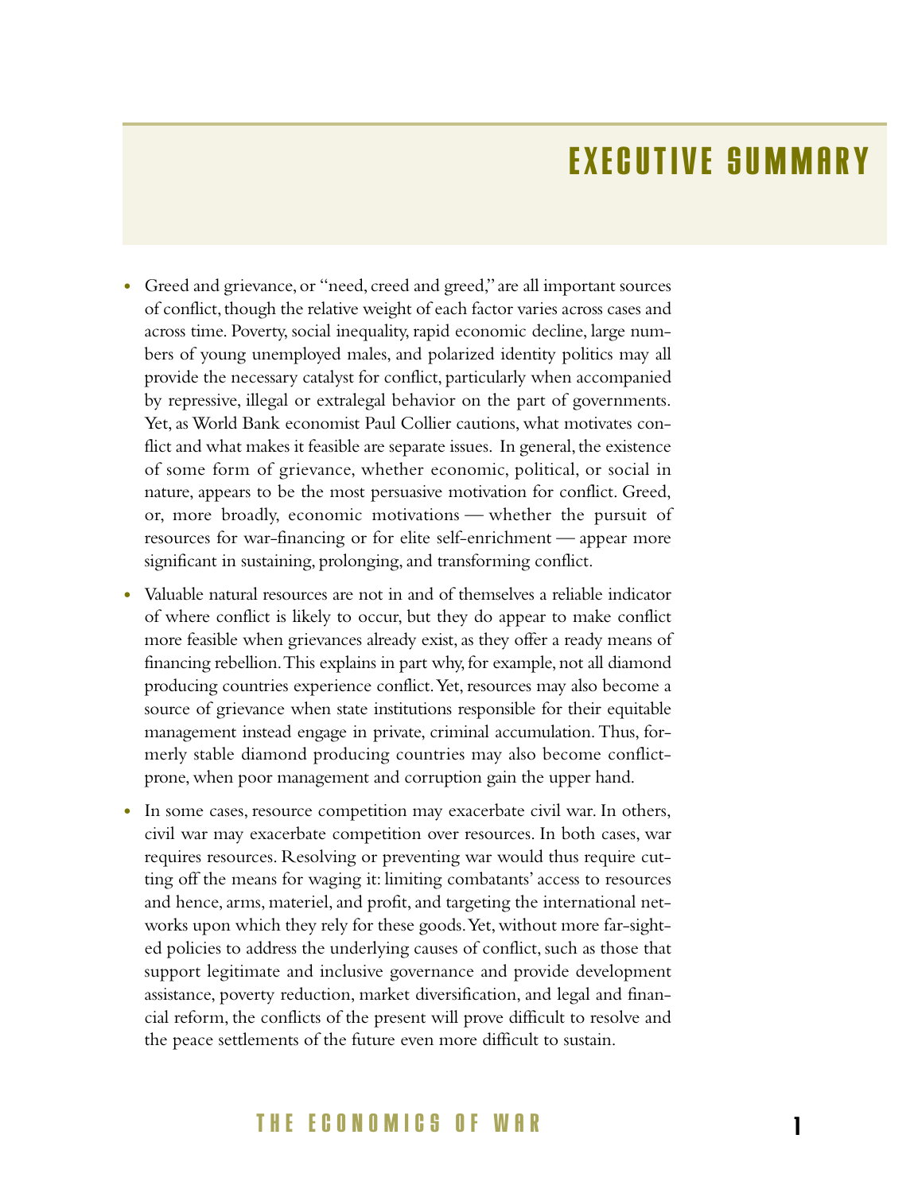# EXECUTIVE SUMMARY

- Greed and grievance, or "need, creed and greed," are all important sources of conflict, though the relative weight of each factor varies across cases and across time. Poverty, social inequality, rapid economic decline, large numbers of young unemployed males, and polarized identity politics may all provide the necessary catalyst for conflict, particularly when accompanied by repressive, illegal or extralegal behavior on the part of governments. Yet, as World Bank economist Paul Collier cautions, what motivates conflict and what makes it feasible are separate issues. In general, the existence of some form of grievance, whether economic, political, or social in nature, appears to be the most persuasive motivation for conflict. Greed, or, more broadly, economic motivations — whether the pursuit of resources for war-financing or for elite self-enrichment — appear more significant in sustaining, prolonging, and transforming conflict.

- Valuable natural resources are not in and of themselves a reliable indicator of where conflict is likely to occur, but they do appear to make conflict more feasible when grievances already exist, as they offer a ready means of financing rebellion. This explains in part why, for example, not all diamond producing countries experience conflict. Yet, resources may also become a source of grievance when state institutions responsible for their equitable management instead engage in private, criminal accumulation. Thus, formerly stable diamond producing countries may also become conflict-prone, when poor management and corruption gain the upper hand.

- In some cases, resource competition may exacerbate civil war. In others, civil war may exacerbate competition over resources. In both cases, war requires resources. Resolving or preventing war would thus require cutting off the means for waging it: limiting combatants' access to resources and hence, arms, materiel, and profit, and targeting the international networks upon which they rely for these goods. Yet, without more far-sighted policies to address the underlying causes of conflict, such as those that support legitimate and inclusive governance and provide development assistance, poverty reduction, market diversification, and legal and financial reform, the conflicts of the present will prove difficult to resolve and the peace settlements of the future even more difficult to sustain.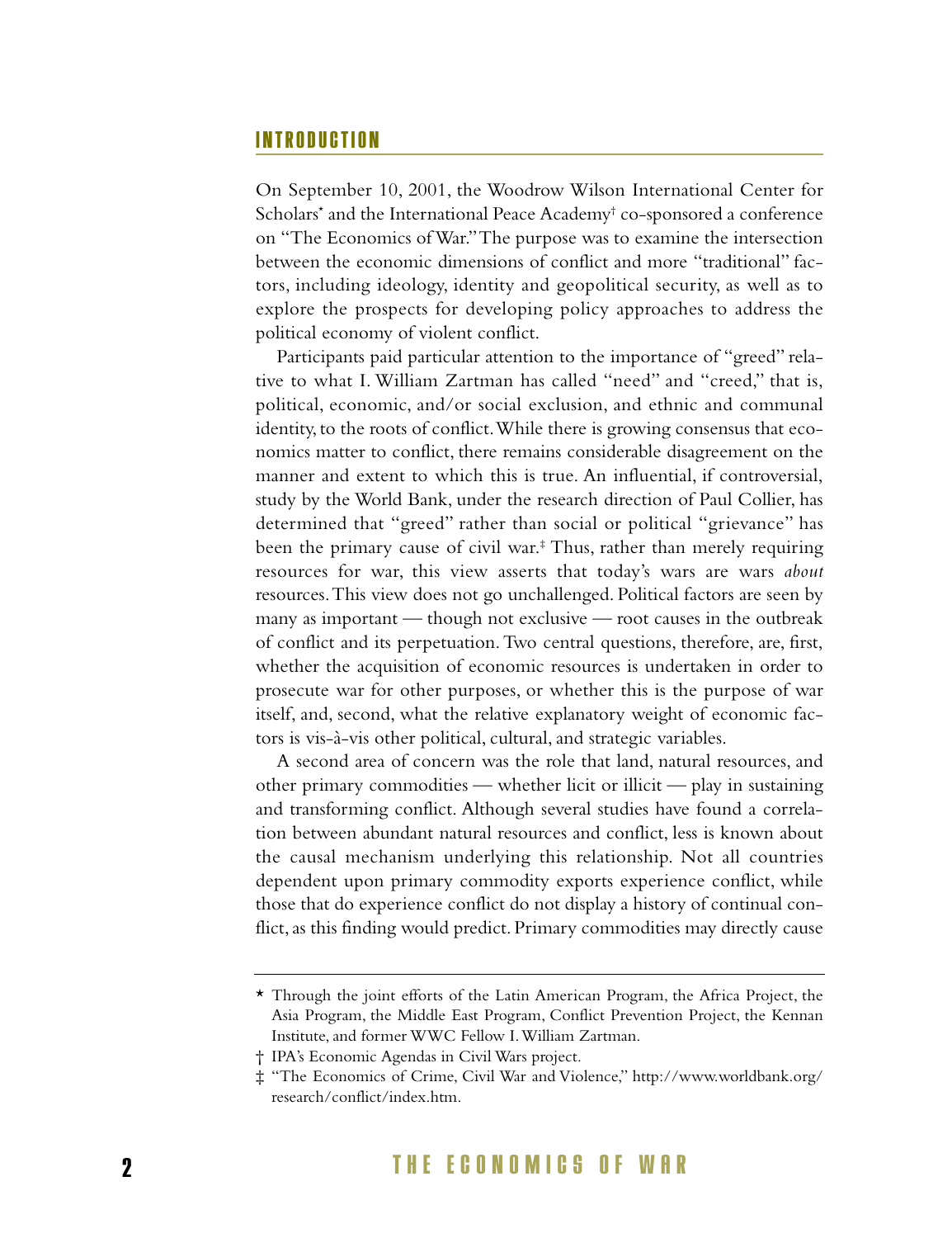## INTRODUCTION

On September 10, 2001, the Woodrow Wilson International Center for Scholars* and the International Peace Academy† co-sponsored a conference on "The Economics of War." The purpose was to examine the intersection between the economic dimensions of conflict and more "traditional" factors, including ideology, identity and geopolitical security, as well as to explore the prospects for developing policy approaches to address the political economy of violent conflict.

Participants paid particular attention to the importance of "greed" relative to what I. William Zartman has called "need" and "creed," that is, political, economic, and/or social exclusion, and ethnic and communal identity, to the roots of conflict. While there is growing consensus that economics matter to conflict, there remains considerable disagreement on the manner and extent to which this is true. An influential, if controversial, study by the World Bank, under the research direction of Paul Collier, has determined that "greed" rather than social or political "grievance" has been the primary cause of civil war.‡ Thus, rather than merely requiring resources for war, this view asserts that today's wars are wars *about* resources. This view does not go unchallenged. Political factors are seen by many as important — though not exclusive — root causes in the outbreak of conflict and its perpetuation. Two central questions, therefore, are, first, whether the acquisition of economic resources is undertaken in order to prosecute war for other purposes, or whether this is the purpose of war itself, and, second, what the relative explanatory weight of economic factors is vis-à-vis other political, cultural, and strategic variables.

A second area of concern was the role that land, natural resources, and other primary commodities — whether licit or illicit — play in sustaining and transforming conflict. Although several studies have found a correlation between abundant natural resources and conflict, less is known about the causal mechanism underlying this relationship. Not all countries dependent upon primary commodity exports experience conflict, while those that do experience conflict do not display a history of continual conflict, as this finding would predict. Primary commodities may directly cause

---

\* Through the joint efforts of the Latin American Program, the Africa Project, the Asia Program, the Middle East Program, Conflict Prevention Project, the Kennan Institute, and former WWC Fellow I. William Zartman.

† IPA's Economic Agendas in Civil Wars project.

‡ "The Economics of Crime, Civil War and Violence," http://www.worldbank.org/research/conflict/index.htm.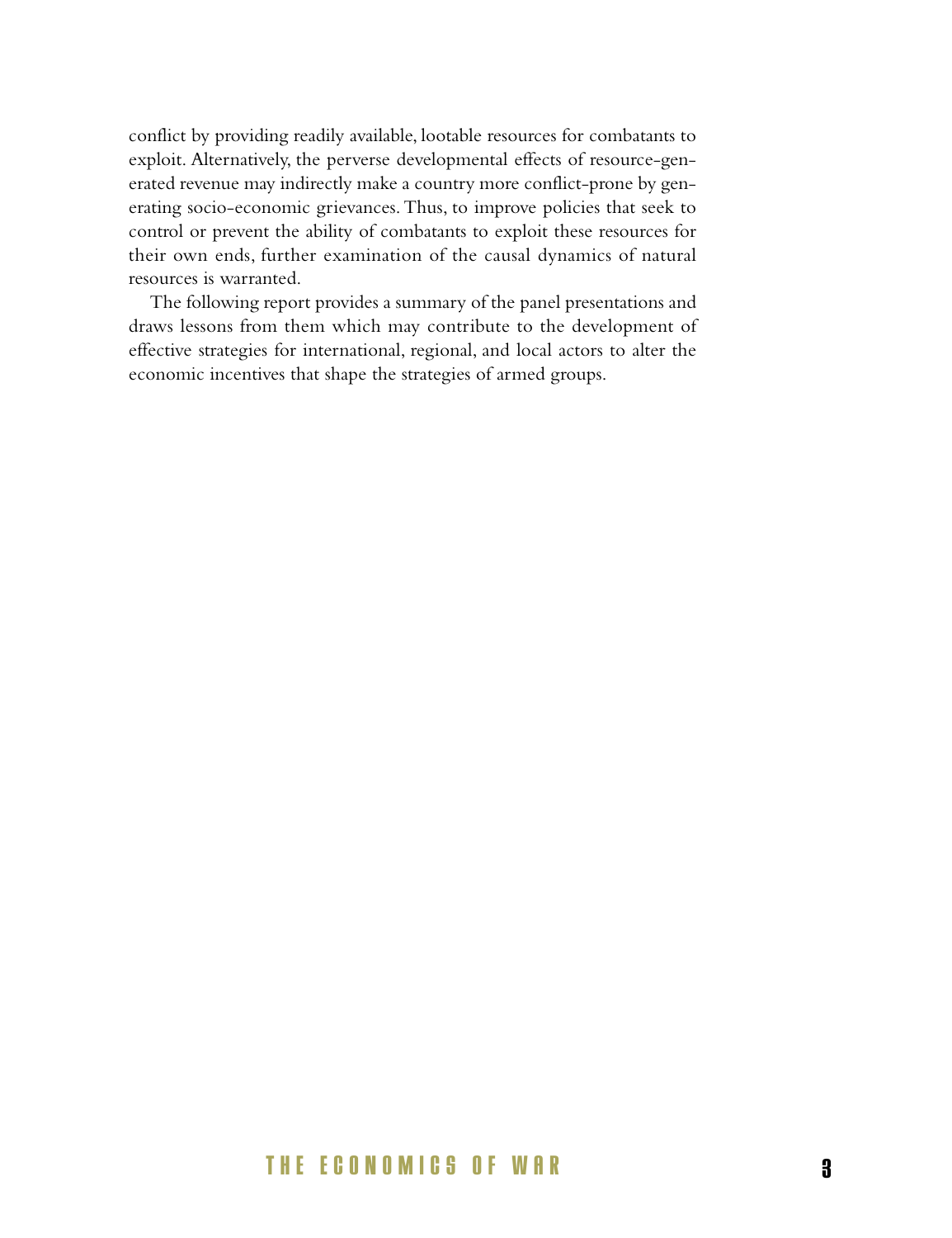conflict by providing readily available, lootable resources for combatants to exploit. Alternatively, the perverse developmental effects of resource-generated revenue may indirectly make a country more conflict-prone by generating socio-economic grievances. Thus, to improve policies that seek to control or prevent the ability of combatants to exploit these resources for their own ends, further examination of the causal dynamics of natural resources is warranted.

The following report provides a summary of the panel presentations and draws lessons from them which may contribute to the development of effective strategies for international, regional, and local actors to alter the economic incentives that shape the strategies of armed groups.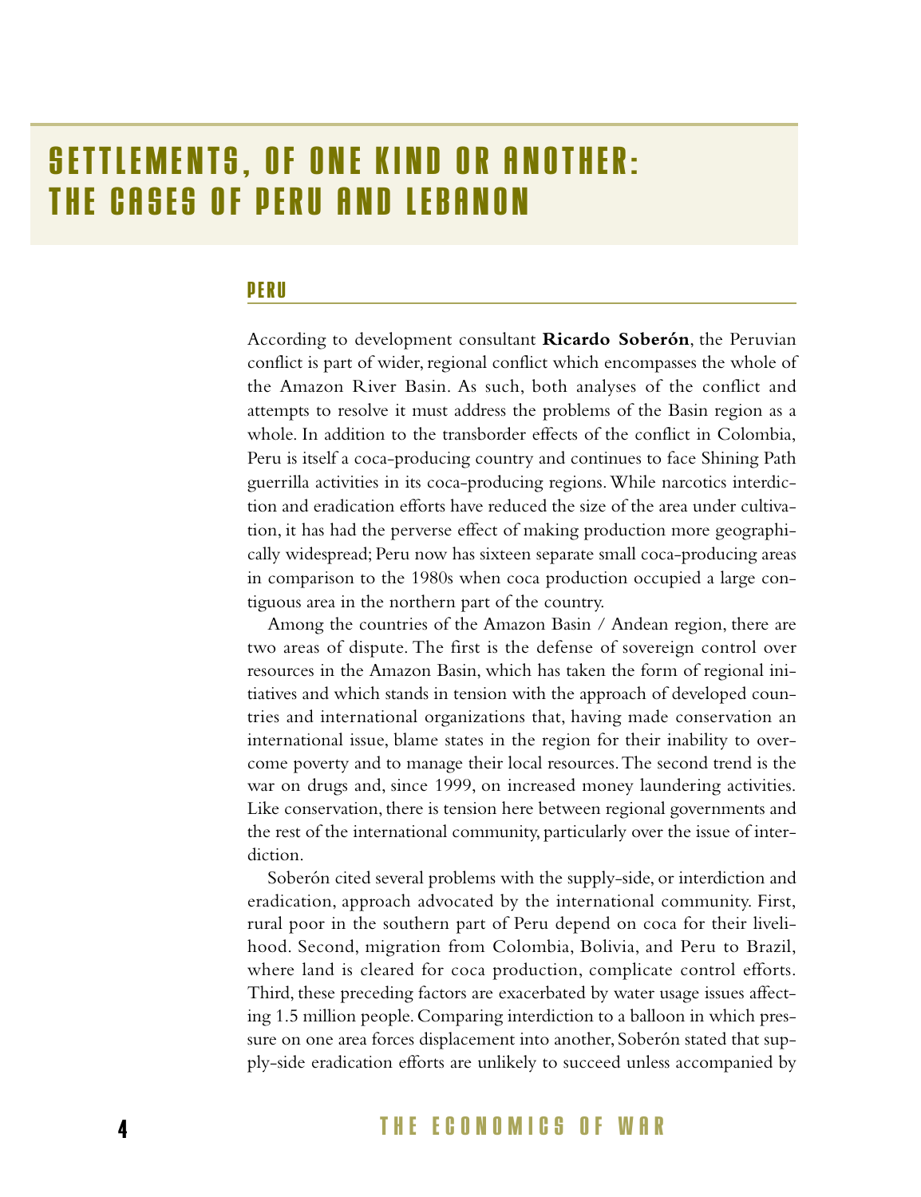# SETTLEMENTS, OF ONE KIND OR ANOTHER: THE CASES OF PERU AND LEBANON

## PERU

According to development consultant **Ricardo Soberón**, the Peruvian conflict is part of wider, regional conflict which encompasses the whole of the Amazon River Basin. As such, both analyses of the conflict and attempts to resolve it must address the problems of the Basin region as a whole. In addition to the transborder effects of the conflict in Colombia, Peru is itself a coca-producing country and continues to face Shining Path guerrilla activities in its coca-producing regions. While narcotics interdiction and eradication efforts have reduced the size of the area under cultivation, it has had the perverse effect of making production more geographically widespread; Peru now has sixteen separate small coca-producing areas in comparison to the 1980s when coca production occupied a large contiguous area in the northern part of the country.

Among the countries of the Amazon Basin / Andean region, there are two areas of dispute. The first is the defense of sovereign control over resources in the Amazon Basin, which has taken the form of regional initiatives and which stands in tension with the approach of developed countries and international organizations that, having made conservation an international issue, blame states in the region for their inability to overcome poverty and to manage their local resources. The second trend is the war on drugs and, since 1999, on increased money laundering activities. Like conservation, there is tension here between regional governments and the rest of the international community, particularly over the issue of interdiction.

Soberón cited several problems with the supply-side, or interdiction and eradication, approach advocated by the international community. First, rural poor in the southern part of Peru depend on coca for their livelihood. Second, migration from Colombia, Bolivia, and Peru to Brazil, where land is cleared for coca production, complicate control efforts. Third, these preceding factors are exacerbated by water usage issues affecting 1.5 million people. Comparing interdiction to a balloon in which pressure on one area forces displacement into another, Soberón stated that supply-side eradication efforts are unlikely to succeed unless accompanied by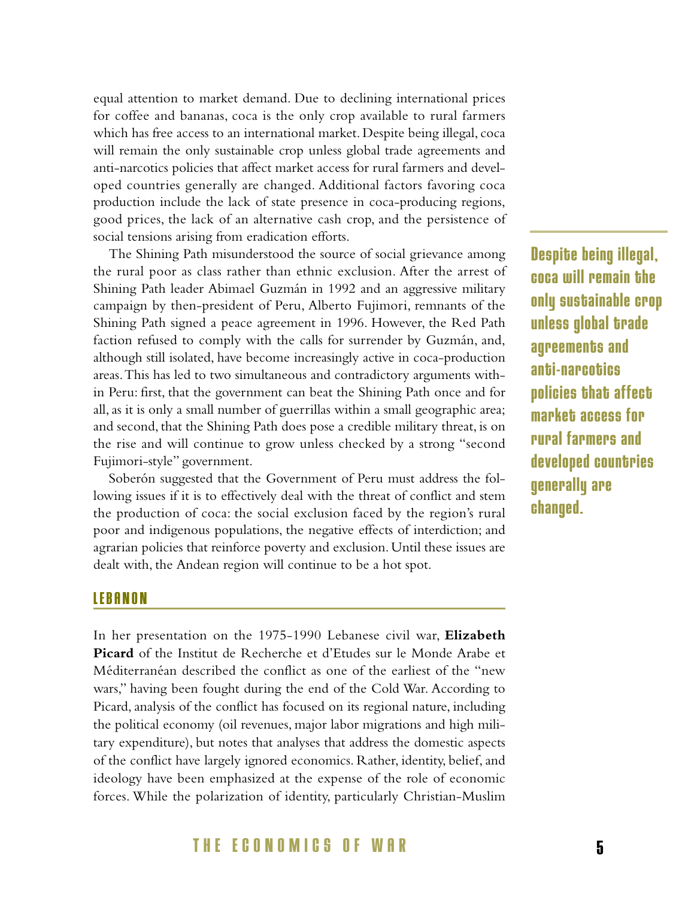equal attention to market demand. Due to declining international prices for coffee and bananas, coca is the only crop available to rural farmers which has free access to an international market. Despite being illegal, coca will remain the only sustainable crop unless global trade agreements and anti-narcotics policies that affect market access for rural farmers and developed countries generally are changed. Additional factors favoring coca production include the lack of state presence in coca-producing regions, good prices, the lack of an alternative cash crop, and the persistence of social tensions arising from eradication efforts.

The Shining Path misunderstood the source of social grievance among the rural poor as class rather than ethnic exclusion. After the arrest of Shining Path leader Abimael Guzmán in 1992 and an aggressive military campaign by then-president of Peru, Alberto Fujimori, remnants of the Shining Path signed a peace agreement in 1996. However, the Red Path faction refused to comply with the calls for surrender by Guzmán, and, although still isolated, have become increasingly active in coca-production areas. This has led to two simultaneous and contradictory arguments within Peru: first, that the government can beat the Shining Path once and for all, as it is only a small number of guerrillas within a small geographic area; and second, that the Shining Path does pose a credible military threat, is on the rise and will continue to grow unless checked by a strong "second Fujimori-style" government.

> **Despite being illegal, coca will remain the only sustainable crop unless global trade agreements and anti-narcotics policies that affect market access for rural farmers and developed countries generally are changed.**

Soberón suggested that the Government of Peru must address the following issues if it is to effectively deal with the threat of conflict and stem the production of coca: the social exclusion faced by the region's rural poor and indigenous populations, the negative effects of interdiction; and agrarian policies that reinforce poverty and exclusion. Until these issues are dealt with, the Andean region will continue to be a hot spot.

## LEBANON

In her presentation on the 1975-1990 Lebanese civil war, **Elizabeth Picard** of the Institut de Recherche et d'Etudes sur le Monde Arabe et Méditerranéan described the conflict as one of the earliest of the "new wars," having been fought during the end of the Cold War. According to Picard, analysis of the conflict has focused on its regional nature, including the political economy (oil revenues, major labor migrations and high military expenditure), but notes that analyses that address the domestic aspects of the conflict have largely ignored economics. Rather, identity, belief, and ideology have been emphasized at the expense of the role of economic forces. While the polarization of identity, particularly Christian-Muslim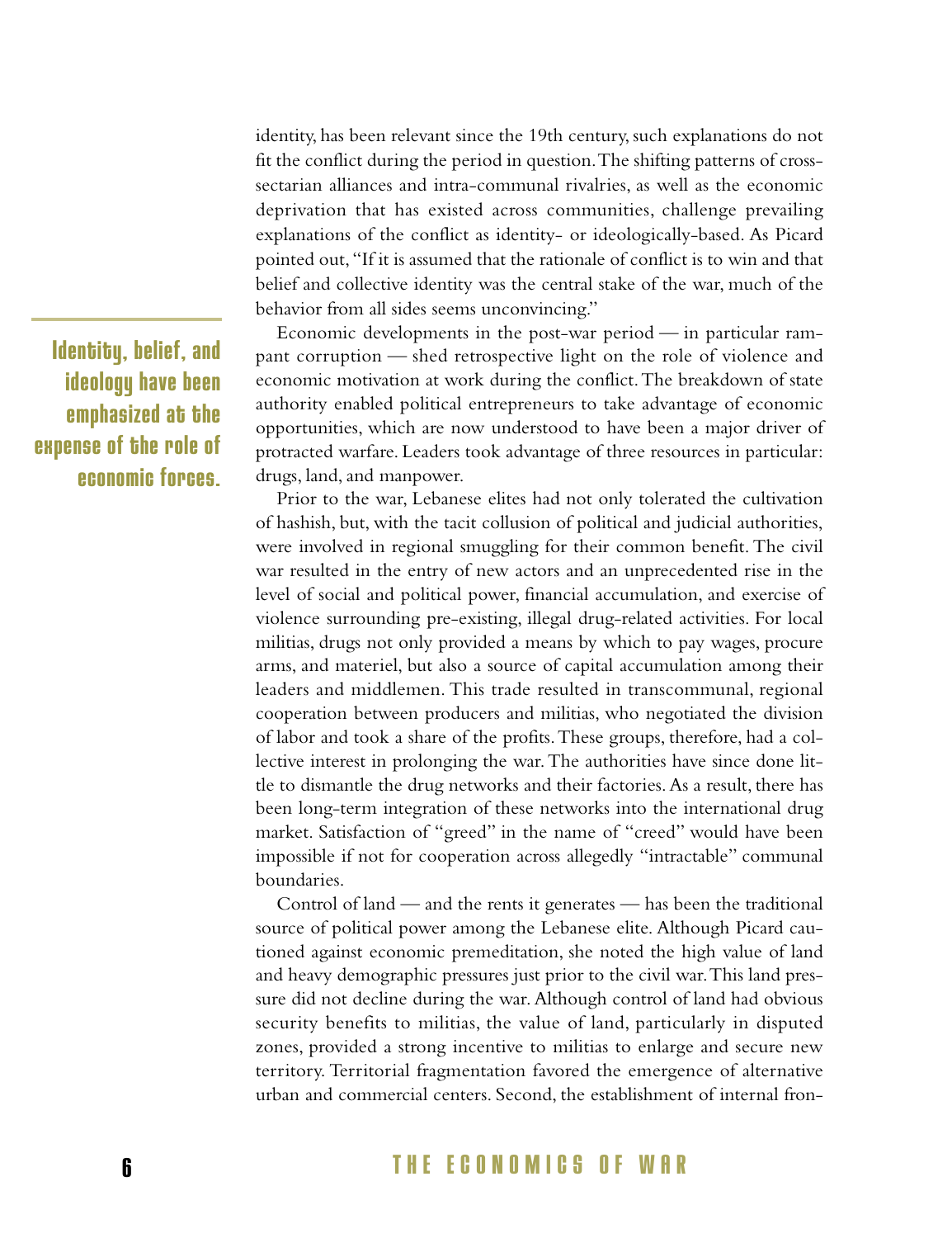identity, has been relevant since the 19th century, such explanations do not fit the conflict during the period in question. The shifting patterns of cross-sectarian alliances and intra-communal rivalries, as well as the economic deprivation that has existed across communities, challenge prevailing explanations of the conflict as identity- or ideologically-based. As Picard pointed out, "If it is assumed that the rationale of conflict is to win and that belief and collective identity was the central stake of the war, much of the behavior from all sides seems unconvincing."

**Identity, belief, and ideology have been emphasized at the expense of the role of economic forces.**

Economic developments in the post-war period — in particular rampant corruption — shed retrospective light on the role of violence and economic motivation at work during the conflict. The breakdown of state authority enabled political entrepreneurs to take advantage of economic opportunities, which are now understood to have been a major driver of protracted warfare. Leaders took advantage of three resources in particular: drugs, land, and manpower.

Prior to the war, Lebanese elites had not only tolerated the cultivation of hashish, but, with the tacit collusion of political and judicial authorities, were involved in regional smuggling for their common benefit. The civil war resulted in the entry of new actors and an unprecedented rise in the level of social and political power, financial accumulation, and exercise of violence surrounding pre-existing, illegal drug-related activities. For local militias, drugs not only provided a means by which to pay wages, procure arms, and materiel, but also a source of capital accumulation among their leaders and middlemen. This trade resulted in transcommunal, regional cooperation between producers and militias, who negotiated the division of labor and took a share of the profits. These groups, therefore, had a collective interest in prolonging the war. The authorities have since done little to dismantle the drug networks and their factories. As a result, there has been long-term integration of these networks into the international drug market. Satisfaction of "greed" in the name of "creed" would have been impossible if not for cooperation across allegedly "intractable" communal boundaries.

Control of land — and the rents it generates — has been the traditional source of political power among the Lebanese elite. Although Picard cautioned against economic premeditation, she noted the high value of land and heavy demographic pressures just prior to the civil war. This land pressure did not decline during the war. Although control of land had obvious security benefits to militias, the value of land, particularly in disputed zones, provided a strong incentive to militias to enlarge and secure new territory. Territorial fragmentation favored the emergence of alternative urban and commercial centers. Second, the establishment of internal fron-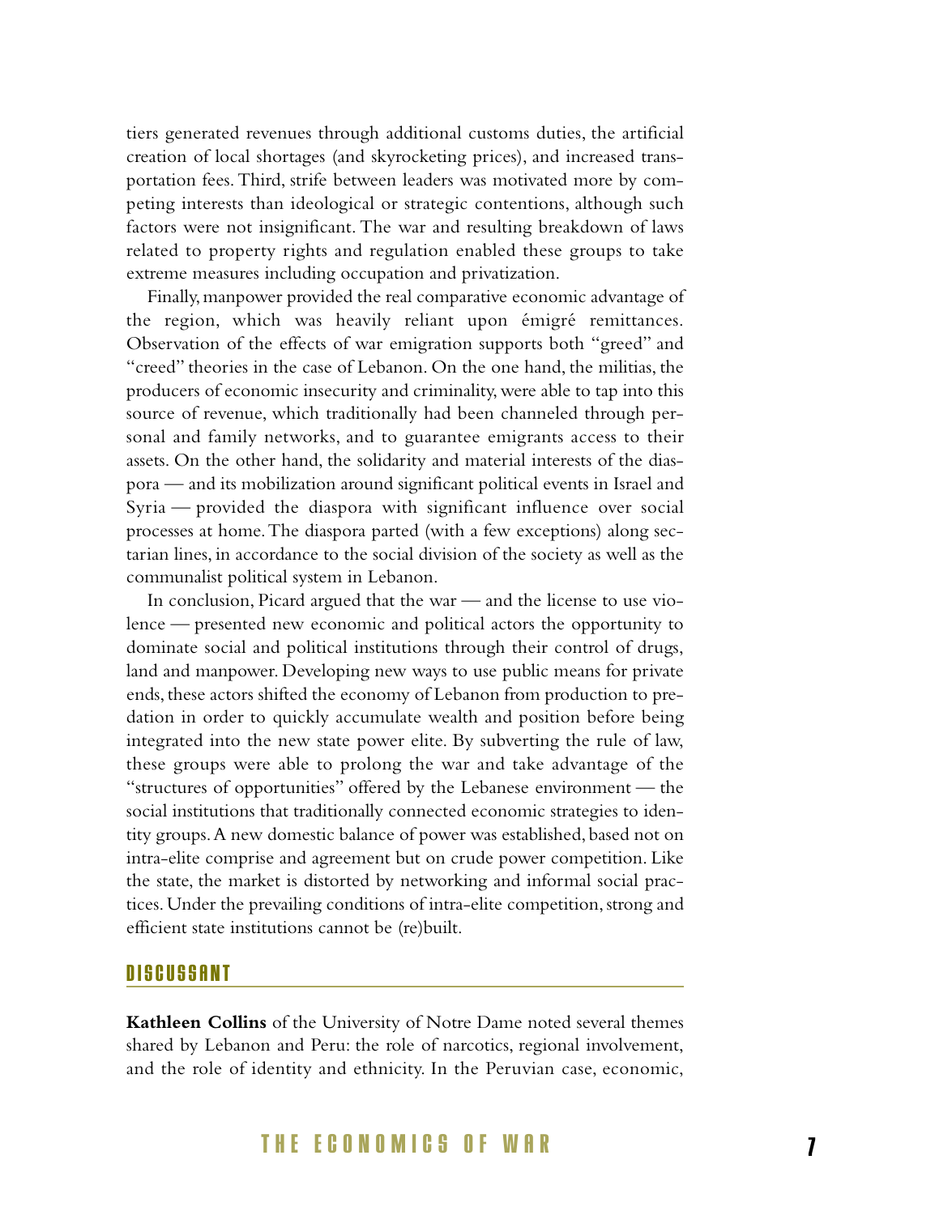tiers generated revenues through additional customs duties, the artificial creation of local shortages (and skyrocketing prices), and increased transportation fees. Third, strife between leaders was motivated more by competing interests than ideological or strategic contentions, although such factors were not insignificant. The war and resulting breakdown of laws related to property rights and regulation enabled these groups to take extreme measures including occupation and privatization.

Finally, manpower provided the real comparative economic advantage of the region, which was heavily reliant upon émigré remittances. Observation of the effects of war emigration supports both "greed" and "creed" theories in the case of Lebanon. On the one hand, the militias, the producers of economic insecurity and criminality, were able to tap into this source of revenue, which traditionally had been channeled through personal and family networks, and to guarantee emigrants access to their assets. On the other hand, the solidarity and material interests of the diaspora — and its mobilization around significant political events in Israel and Syria — provided the diaspora with significant influence over social processes at home. The diaspora parted (with a few exceptions) along sectarian lines, in accordance to the social division of the society as well as the communalist political system in Lebanon.

In conclusion, Picard argued that the war — and the license to use violence — presented new economic and political actors the opportunity to dominate social and political institutions through their control of drugs, land and manpower. Developing new ways to use public means for private ends, these actors shifted the economy of Lebanon from production to predation in order to quickly accumulate wealth and position before being integrated into the new state power elite. By subverting the rule of law, these groups were able to prolong the war and take advantage of the "structures of opportunities" offered by the Lebanese environment — the social institutions that traditionally connected economic strategies to identity groups. A new domestic balance of power was established, based not on intra-elite comprise and agreement but on crude power competition. Like the state, the market is distorted by networking and informal social practices. Under the prevailing conditions of intra-elite competition, strong and efficient state institutions cannot be (re)built.

## DISCUSSANT

**Kathleen Collins** of the University of Notre Dame noted several themes shared by Lebanon and Peru: the role of narcotics, regional involvement, and the role of identity and ethnicity. In the Peruvian case, economic,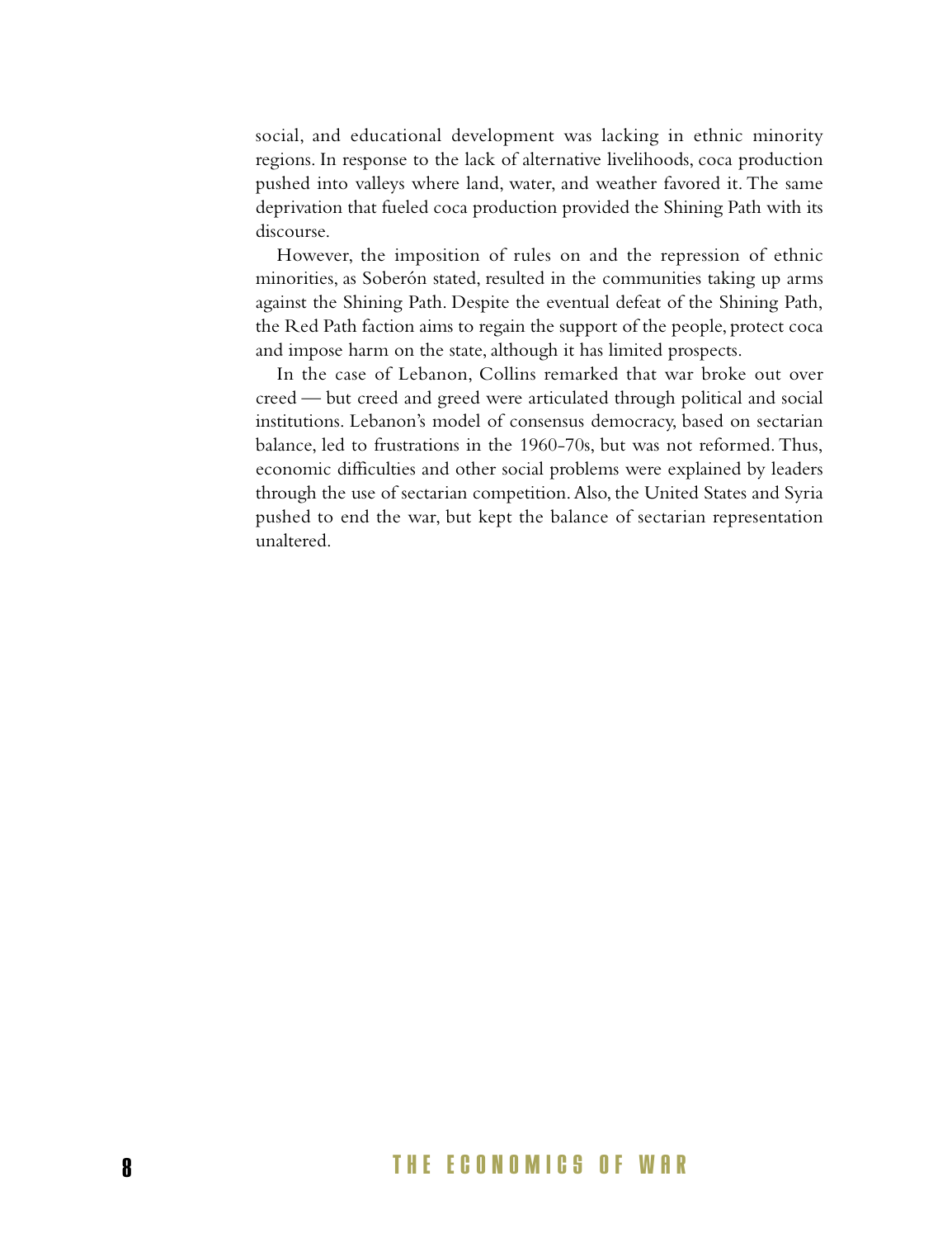social, and educational development was lacking in ethnic minority regions. In response to the lack of alternative livelihoods, coca production pushed into valleys where land, water, and weather favored it. The same deprivation that fueled coca production provided the Shining Path with its discourse.

However, the imposition of rules on and the repression of ethnic minorities, as Soberón stated, resulted in the communities taking up arms against the Shining Path. Despite the eventual defeat of the Shining Path, the Red Path faction aims to regain the support of the people, protect coca and impose harm on the state, although it has limited prospects.

In the case of Lebanon, Collins remarked that war broke out over creed — but creed and greed were articulated through political and social institutions. Lebanon's model of consensus democracy, based on sectarian balance, led to frustrations in the 1960-70s, but was not reformed. Thus, economic difficulties and other social problems were explained by leaders through the use of sectarian competition. Also, the United States and Syria pushed to end the war, but kept the balance of sectarian representation unaltered.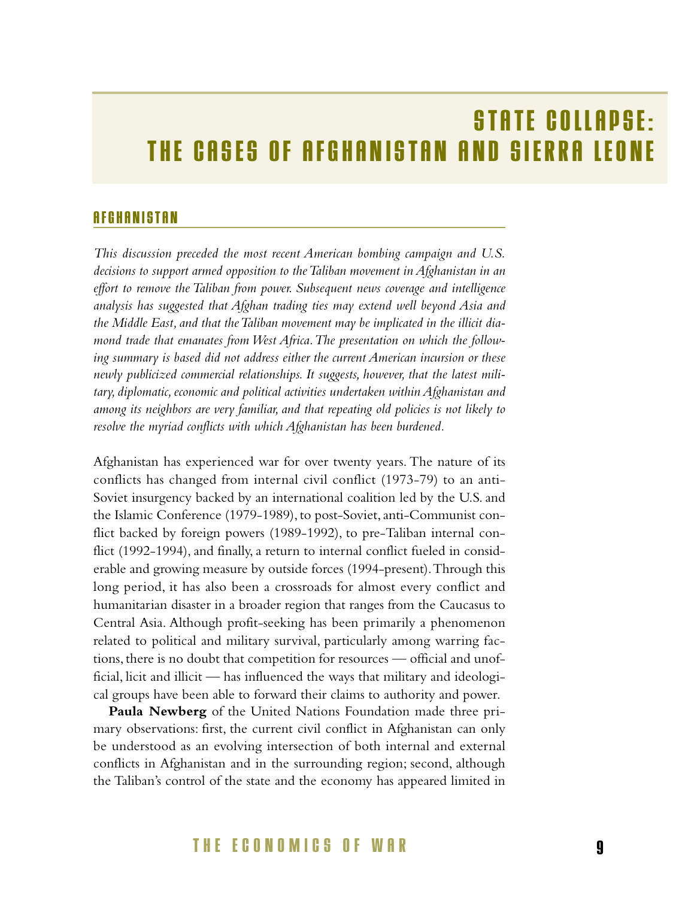# STATE COLLAPSE: THE CASES OF AFGHANISTAN AND SIERRA LEONE

## AFGHANISTAN

*This discussion preceded the most recent American bombing campaign and U.S. decisions to support armed opposition to the Taliban movement in Afghanistan in an effort to remove the Taliban from power. Subsequent news coverage and intelligence analysis has suggested that Afghan trading ties may extend well beyond Asia and the Middle East, and that the Taliban movement may be implicated in the illicit diamond trade that emanates from West Africa. The presentation on which the following summary is based did not address either the current American incursion or these newly publicized commercial relationships. It suggests, however, that the latest military, diplomatic, economic and political activities undertaken within Afghanistan and among its neighbors are very familiar, and that repeating old policies is not likely to resolve the myriad conflicts with which Afghanistan has been burdened.*

Afghanistan has experienced war for over twenty years. The nature of its conflicts has changed from internal civil conflict (1973-79) to an anti-Soviet insurgency backed by an international coalition led by the U.S. and the Islamic Conference (1979-1989), to post-Soviet, anti-Communist conflict backed by foreign powers (1989-1992), to pre-Taliban internal conflict (1992-1994), and finally, a return to internal conflict fueled in considerable and growing measure by outside forces (1994-present). Through this long period, it has also been a crossroads for almost every conflict and humanitarian disaster in a broader region that ranges from the Caucasus to Central Asia. Although profit-seeking has been primarily a phenomenon related to political and military survival, particularly among warring factions, there is no doubt that competition for resources — official and unofficial, licit and illicit — has influenced the ways that military and ideological groups have been able to forward their claims to authority and power.

**Paula Newberg** of the United Nations Foundation made three primary observations: first, the current civil conflict in Afghanistan can only be understood as an evolving intersection of both internal and external conflicts in Afghanistan and in the surrounding region; second, although the Taliban's control of the state and the economy has appeared limited in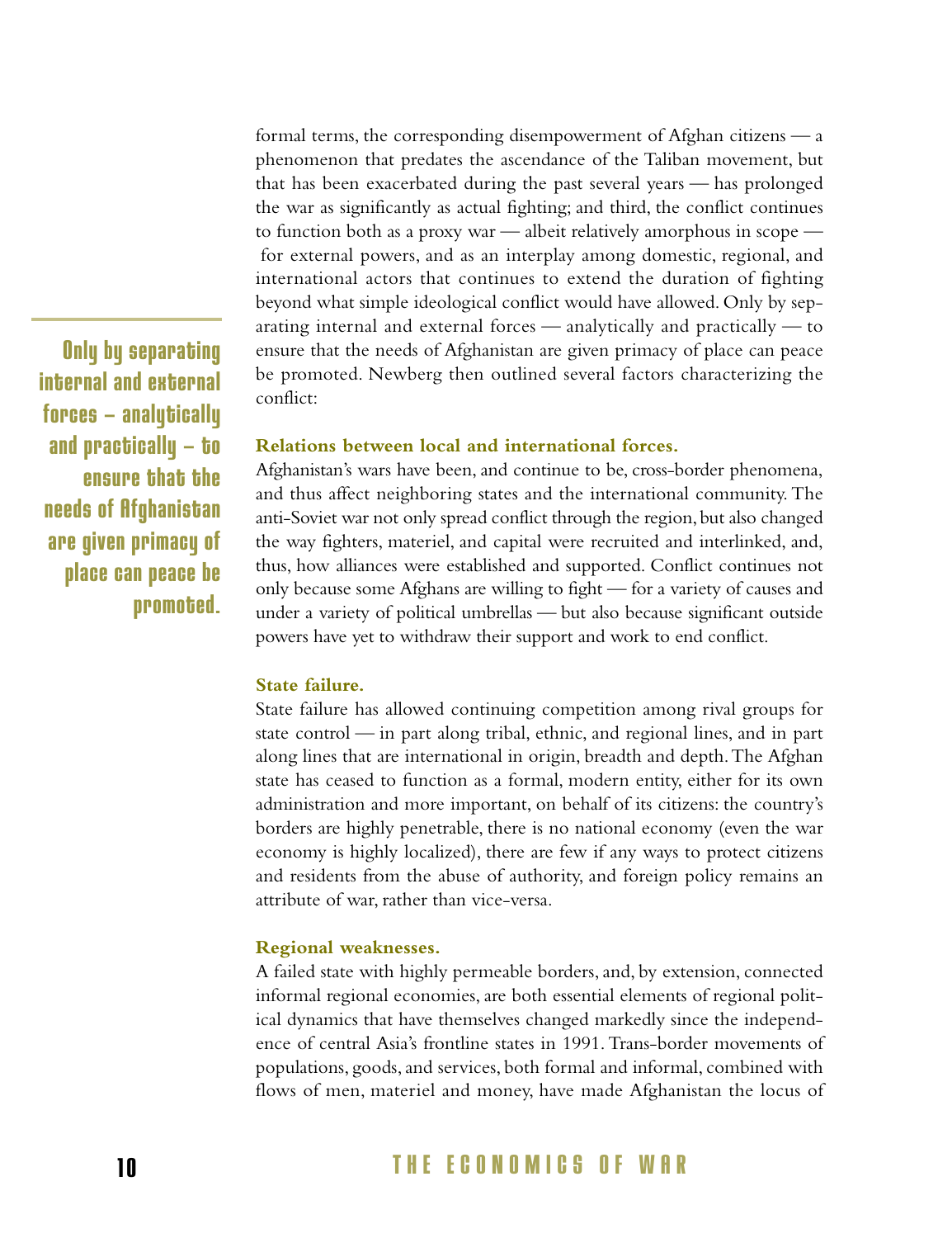formal terms, the corresponding disempowerment of Afghan citizens — a phenomenon that predates the ascendance of the Taliban movement, but that has been exacerbated during the past several years — has prolonged the war as significantly as actual fighting; and third, the conflict continues to function both as a proxy war — albeit relatively amorphous in scope — for external powers, and as an interplay among domestic, regional, and international actors that continues to extend the duration of fighting beyond what simple ideological conflict would have allowed. Only by separating internal and external forces — analytically and practically — to ensure that the needs of Afghanistan are given primacy of place can peace be promoted. Newberg then outlined several factors characterizing the conflict:

> **Only by separating internal and external forces – analytically and practically – to ensure that the needs of Afghanistan are given primacy of place can peace be promoted.**

**Relations between local and international forces.**
Afghanistan's wars have been, and continue to be, cross-border phenomena, and thus affect neighboring states and the international community. The anti-Soviet war not only spread conflict through the region, but also changed the way fighters, materiel, and capital were recruited and interlinked, and, thus, how alliances were established and supported. Conflict continues not only because some Afghans are willing to fight — for a variety of causes and under a variety of political umbrellas — but also because significant outside powers have yet to withdraw their support and work to end conflict.

**State failure.**
State failure has allowed continuing competition among rival groups for state control — in part along tribal, ethnic, and regional lines, and in part along lines that are international in origin, breadth and depth. The Afghan state has ceased to function as a formal, modern entity, either for its own administration and more important, on behalf of its citizens: the country's borders are highly penetrable, there is no national economy (even the war economy is highly localized), there are few if any ways to protect citizens and residents from the abuse of authority, and foreign policy remains an attribute of war, rather than vice-versa.

**Regional weaknesses.**
A failed state with highly permeable borders, and, by extension, connected informal regional economies, are both essential elements of regional political dynamics that have themselves changed markedly since the independence of central Asia's frontline states in 1991. Trans-border movements of populations, goods, and services, both formal and informal, combined with flows of men, materiel and money, have made Afghanistan the locus of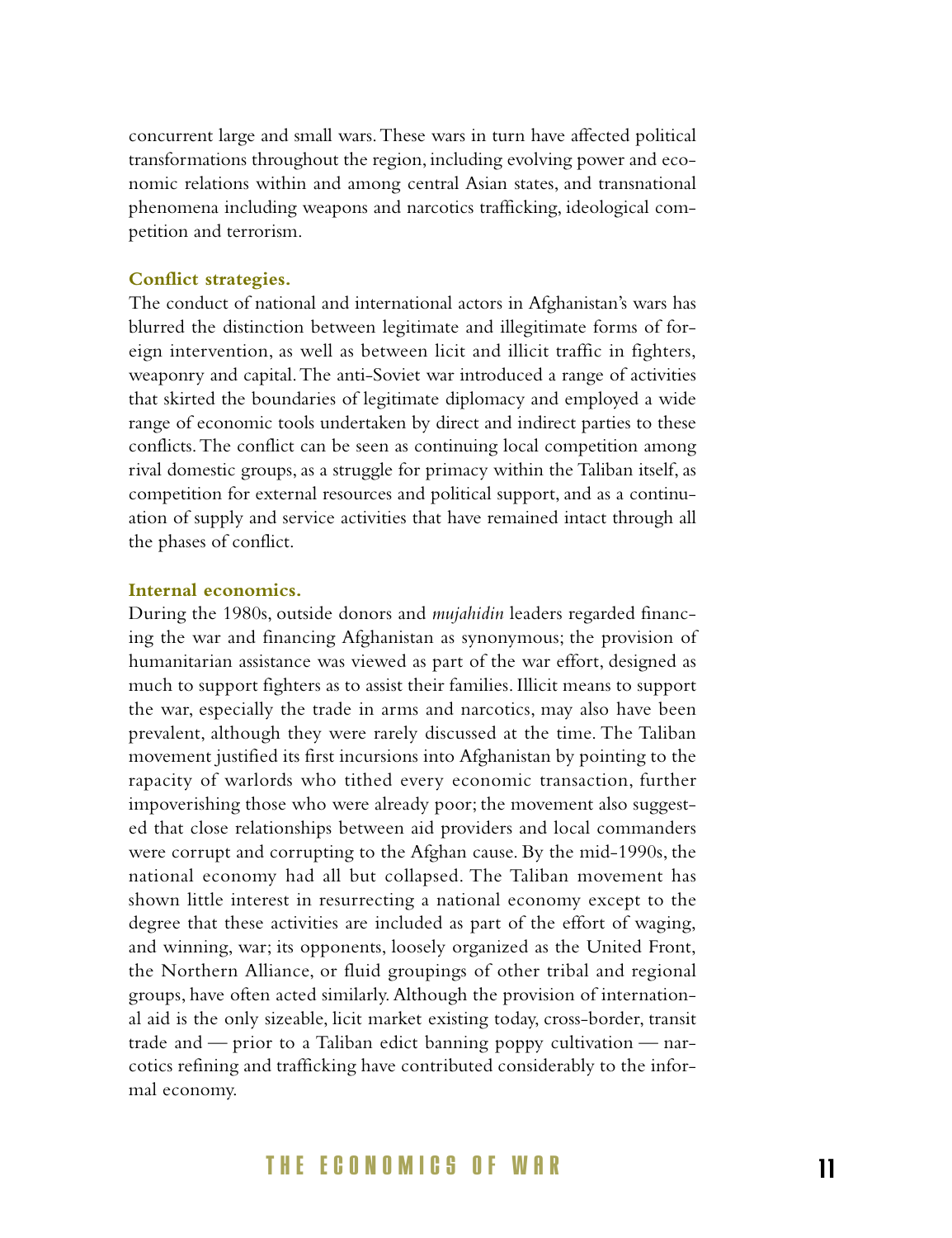concurrent large and small wars. These wars in turn have affected political transformations throughout the region, including evolving power and economic relations within and among central Asian states, and transnational phenomena including weapons and narcotics trafficking, ideological competition and terrorism.

**Conflict strategies.**
The conduct of national and international actors in Afghanistan's wars has blurred the distinction between legitimate and illegitimate forms of foreign intervention, as well as between licit and illicit traffic in fighters, weaponry and capital. The anti-Soviet war introduced a range of activities that skirted the boundaries of legitimate diplomacy and employed a wide range of economic tools undertaken by direct and indirect parties to these conflicts. The conflict can be seen as continuing local competition among rival domestic groups, as a struggle for primacy within the Taliban itself, as competition for external resources and political support, and as a continuation of supply and service activities that have remained intact through all the phases of conflict.

**Internal economics.**
During the 1980s, outside donors and *mujahidin* leaders regarded financing the war and financing Afghanistan as synonymous; the provision of humanitarian assistance was viewed as part of the war effort, designed as much to support fighters as to assist their families. Illicit means to support the war, especially the trade in arms and narcotics, may also have been prevalent, although they were rarely discussed at the time. The Taliban movement justified its first incursions into Afghanistan by pointing to the rapacity of warlords who tithed every economic transaction, further impoverishing those who were already poor; the movement also suggested that close relationships between aid providers and local commanders were corrupt and corrupting to the Afghan cause. By the mid-1990s, the national economy had all but collapsed. The Taliban movement has shown little interest in resurrecting a national economy except to the degree that these activities are included as part of the effort of waging, and winning, war; its opponents, loosely organized as the United Front, the Northern Alliance, or fluid groupings of other tribal and regional groups, have often acted similarly. Although the provision of international aid is the only sizeable, licit market existing today, cross-border, transit trade and — prior to a Taliban edict banning poppy cultivation — narcotics refining and trafficking have contributed considerably to the informal economy.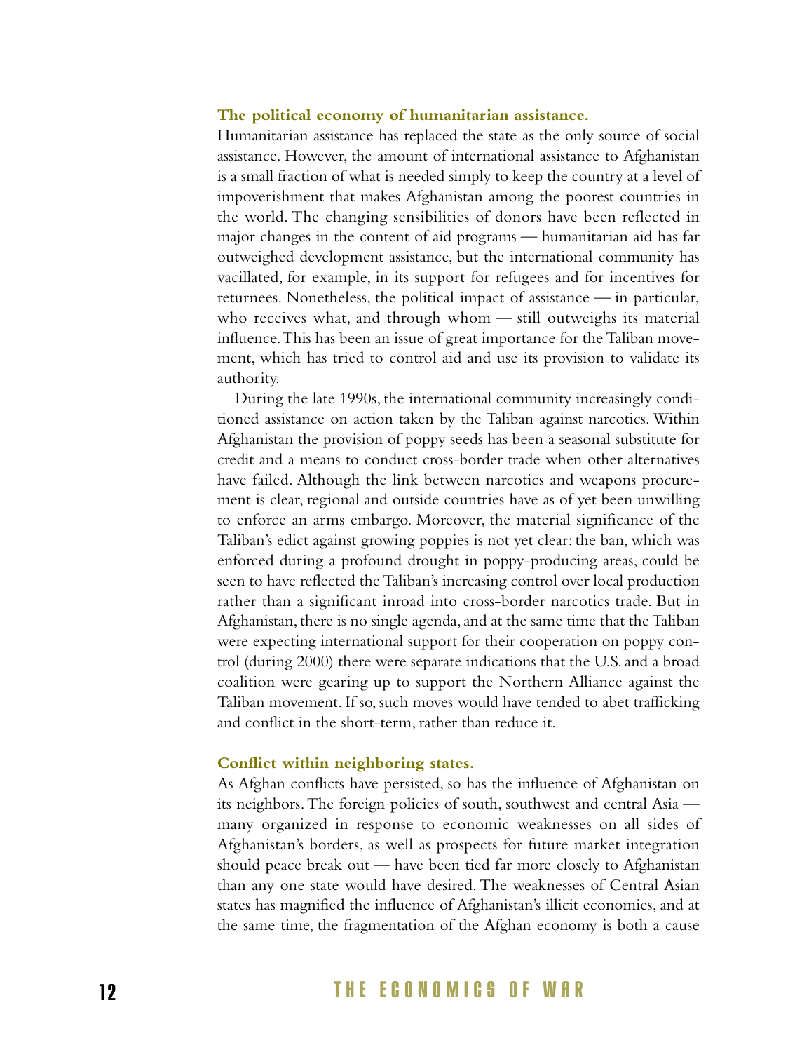**The political economy of humanitarian assistance.**
Humanitarian assistance has replaced the state as the only source of social assistance. However, the amount of international assistance to Afghanistan is a small fraction of what is needed simply to keep the country at a level of impoverishment that makes Afghanistan among the poorest countries in the world. The changing sensibilities of donors have been reflected in major changes in the content of aid programs — humanitarian aid has far outweighed development assistance, but the international community has vacillated, for example, in its support for refugees and for incentives for returnees. Nonetheless, the political impact of assistance — in particular, who receives what, and through whom — still outweighs its material influence. This has been an issue of great importance for the Taliban movement, which has tried to control aid and use its provision to validate its authority.

During the late 1990s, the international community increasingly conditioned assistance on action taken by the Taliban against narcotics. Within Afghanistan the provision of poppy seeds has been a seasonal substitute for credit and a means to conduct cross-border trade when other alternatives have failed. Although the link between narcotics and weapons procurement is clear, regional and outside countries have as of yet been unwilling to enforce an arms embargo. Moreover, the material significance of the Taliban's edict against growing poppies is not yet clear: the ban, which was enforced during a profound drought in poppy-producing areas, could be seen to have reflected the Taliban's increasing control over local production rather than a significant inroad into cross-border narcotics trade. But in Afghanistan, there is no single agenda, and at the same time that the Taliban were expecting international support for their cooperation on poppy control (during 2000) there were separate indications that the U.S. and a broad coalition were gearing up to support the Northern Alliance against the Taliban movement. If so, such moves would have tended to abet trafficking and conflict in the short-term, rather than reduce it.

**Conflict within neighboring states.**
As Afghan conflicts have persisted, so has the influence of Afghanistan on its neighbors. The foreign policies of south, southwest and central Asia — many organized in response to economic weaknesses on all sides of Afghanistan's borders, as well as prospects for future market integration should peace break out — have been tied far more closely to Afghanistan than any one state would have desired. The weaknesses of Central Asian states has magnified the influence of Afghanistan's illicit economies, and at the same time, the fragmentation of the Afghan economy is both a cause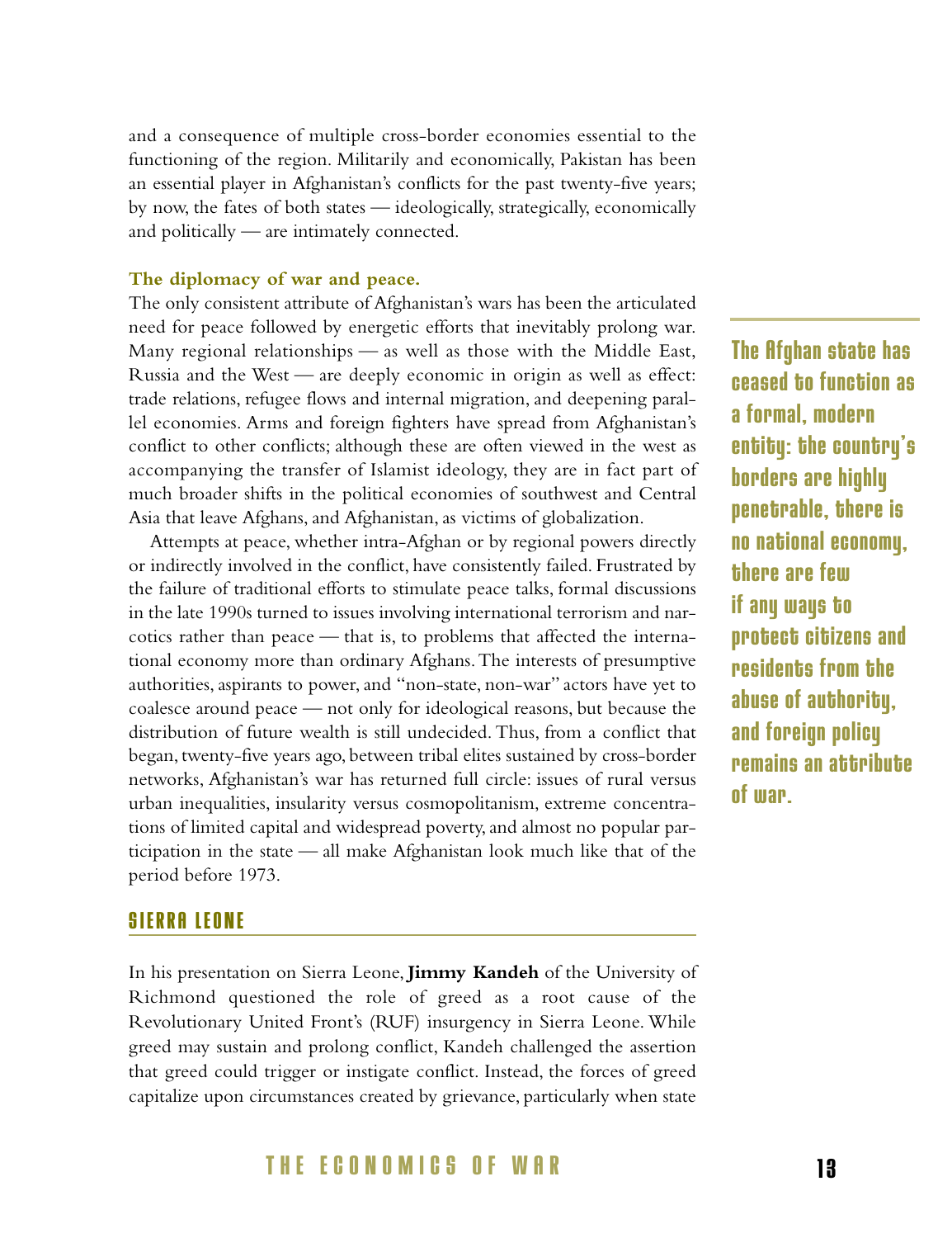and a consequence of multiple cross-border economies essential to the functioning of the region. Militarily and economically, Pakistan has been an essential player in Afghanistan's conflicts for the past twenty-five years; by now, the fates of both states — ideologically, strategically, economically and politically — are intimately connected.

**The diplomacy of war and peace.**

The only consistent attribute of Afghanistan's wars has been the articulated need for peace followed by energetic efforts that inevitably prolong war. Many regional relationships — as well as those with the Middle East, Russia and the West — are deeply economic in origin as well as effect: trade relations, refugee flows and internal migration, and deepening parallel economies. Arms and foreign fighters have spread from Afghanistan's conflict to other conflicts; although these are often viewed in the west as accompanying the transfer of Islamist ideology, they are in fact part of much broader shifts in the political economies of southwest and Central Asia that leave Afghans, and Afghanistan, as victims of globalization.

**The Afghan state has ceased to function as a formal, modern entity: the country's borders are highly penetrable, there is no national economy, there are few if any ways to protect citizens and residents from the abuse of authority, and foreign policy remains an attribute of war.**

Attempts at peace, whether intra-Afghan or by regional powers directly or indirectly involved in the conflict, have consistently failed. Frustrated by the failure of traditional efforts to stimulate peace talks, formal discussions in the late 1990s turned to issues involving international terrorism and narcotics rather than peace — that is, to problems that affected the international economy more than ordinary Afghans. The interests of presumptive authorities, aspirants to power, and "non-state, non-war" actors have yet to coalesce around peace — not only for ideological reasons, but because the distribution of future wealth is still undecided. Thus, from a conflict that began, twenty-five years ago, between tribal elites sustained by cross-border networks, Afghanistan's war has returned full circle: issues of rural versus urban inequalities, insularity versus cosmopolitanism, extreme concentrations of limited capital and widespread poverty, and almost no popular participation in the state — all make Afghanistan look much like that of the period before 1973.

## SIERRA LEONE

In his presentation on Sierra Leone, **Jimmy Kandeh** of the University of Richmond questioned the role of greed as a root cause of the Revolutionary United Front's (RUF) insurgency in Sierra Leone. While greed may sustain and prolong conflict, Kandeh challenged the assertion that greed could trigger or instigate conflict. Instead, the forces of greed capitalize upon circumstances created by grievance, particularly when state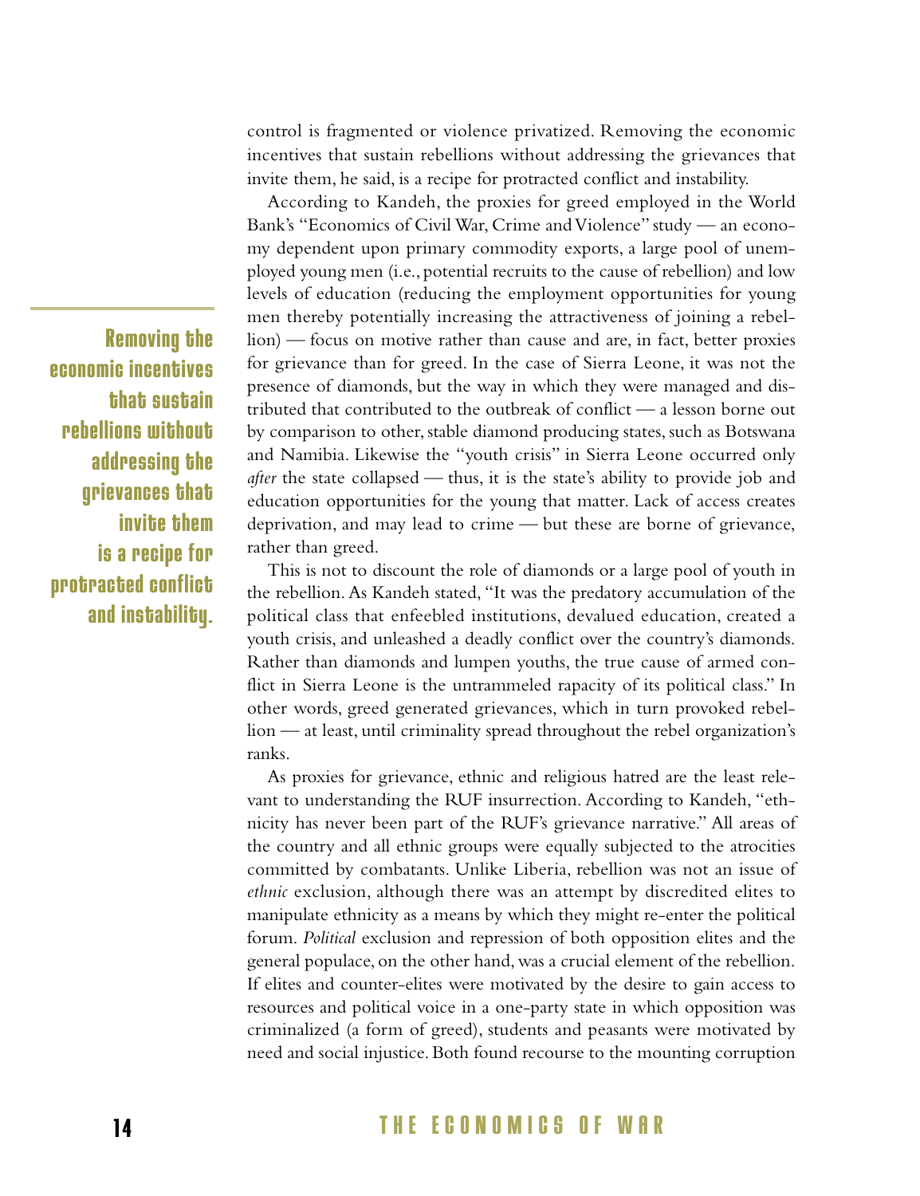control is fragmented or violence privatized. Removing the economic incentives that sustain rebellions without addressing the grievances that invite them, he said, is a recipe for protracted conflict and instability.

According to Kandeh, the proxies for greed employed in the World Bank's "Economics of Civil War, Crime and Violence" study — an economy dependent upon primary commodity exports, a large pool of unemployed young men (i.e., potential recruits to the cause of rebellion) and low levels of education (reducing the employment opportunities for young men thereby potentially increasing the attractiveness of joining a rebellion) — focus on motive rather than cause and are, in fact, better proxies for grievance than for greed. In the case of Sierra Leone, it was not the presence of diamonds, but the way in which they were managed and distributed that contributed to the outbreak of conflict — a lesson borne out by comparison to other, stable diamond producing states, such as Botswana and Namibia. Likewise the "youth crisis" in Sierra Leone occurred only *after* the state collapsed — thus, it is the state's ability to provide job and education opportunities for the young that matter. Lack of access creates deprivation, and may lead to crime — but these are borne of grievance, rather than greed.

**Removing the economic incentives that sustain rebellions without addressing the grievances that invite them is a recipe for protracted conflict and instability.**

This is not to discount the role of diamonds or a large pool of youth in the rebellion. As Kandeh stated, "It was the predatory accumulation of the political class that enfeebled institutions, devalued education, created a youth crisis, and unleashed a deadly conflict over the country's diamonds. Rather than diamonds and lumpen youths, the true cause of armed conflict in Sierra Leone is the untrammeled rapacity of its political class." In other words, greed generated grievances, which in turn provoked rebellion — at least, until criminality spread throughout the rebel organization's ranks.

As proxies for grievance, ethnic and religious hatred are the least relevant to understanding the RUF insurrection. According to Kandeh, "ethnicity has never been part of the RUF's grievance narrative." All areas of the country and all ethnic groups were equally subjected to the atrocities committed by combatants. Unlike Liberia, rebellion was not an issue of *ethnic* exclusion, although there was an attempt by discredited elites to manipulate ethnicity as a means by which they might re-enter the political forum. *Political* exclusion and repression of both opposition elites and the general populace, on the other hand, was a crucial element of the rebellion. If elites and counter-elites were motivated by the desire to gain access to resources and political voice in a one-party state in which opposition was criminalized (a form of greed), students and peasants were motivated by need and social injustice. Both found recourse to the mounting corruption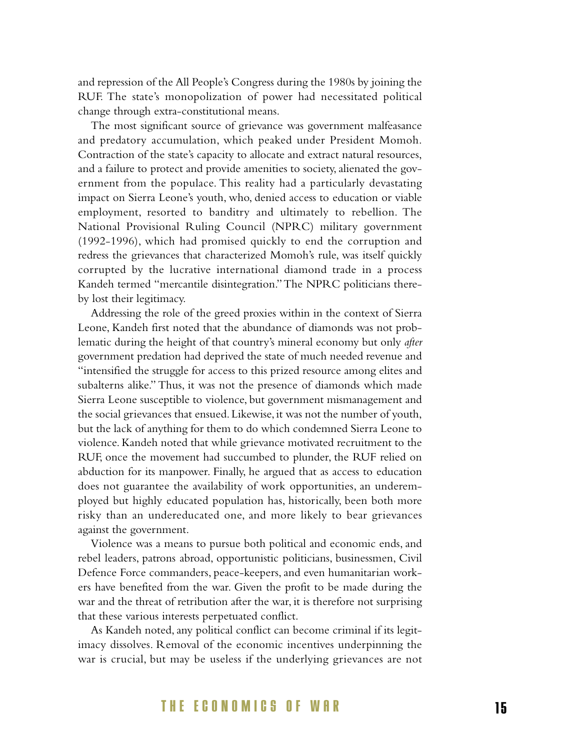and repression of the All People's Congress during the 1980s by joining the RUF. The state's monopolization of power had necessitated political change through extra-constitutional means.

The most significant source of grievance was government malfeasance and predatory accumulation, which peaked under President Momoh. Contraction of the state's capacity to allocate and extract natural resources, and a failure to protect and provide amenities to society, alienated the government from the populace. This reality had a particularly devastating impact on Sierra Leone's youth, who, denied access to education or viable employment, resorted to banditry and ultimately to rebellion. The National Provisional Ruling Council (NPRC) military government (1992-1996), which had promised quickly to end the corruption and redress the grievances that characterized Momoh's rule, was itself quickly corrupted by the lucrative international diamond trade in a process Kandeh termed "mercantile disintegration." The NPRC politicians thereby lost their legitimacy.

Addressing the role of the greed proxies within in the context of Sierra Leone, Kandeh first noted that the abundance of diamonds was not problematic during the height of that country's mineral economy but only *after* government predation had deprived the state of much needed revenue and "intensified the struggle for access to this prized resource among elites and subalterns alike." Thus, it was not the presence of diamonds which made Sierra Leone susceptible to violence, but government mismanagement and the social grievances that ensued. Likewise, it was not the number of youth, but the lack of anything for them to do which condemned Sierra Leone to violence. Kandeh noted that while grievance motivated recruitment to the RUF, once the movement had succumbed to plunder, the RUF relied on abduction for its manpower. Finally, he argued that as access to education does not guarantee the availability of work opportunities, an underemployed but highly educated population has, historically, been both more risky than an undereducated one, and more likely to bear grievances against the government.

Violence was a means to pursue both political and economic ends, and rebel leaders, patrons abroad, opportunistic politicians, businessmen, Civil Defence Force commanders, peace-keepers, and even humanitarian workers have benefited from the war. Given the profit to be made during the war and the threat of retribution after the war, it is therefore not surprising that these various interests perpetuated conflict.

As Kandeh noted, any political conflict can become criminal if its legitimacy dissolves. Removal of the economic incentives underpinning the war is crucial, but may be useless if the underlying grievances are not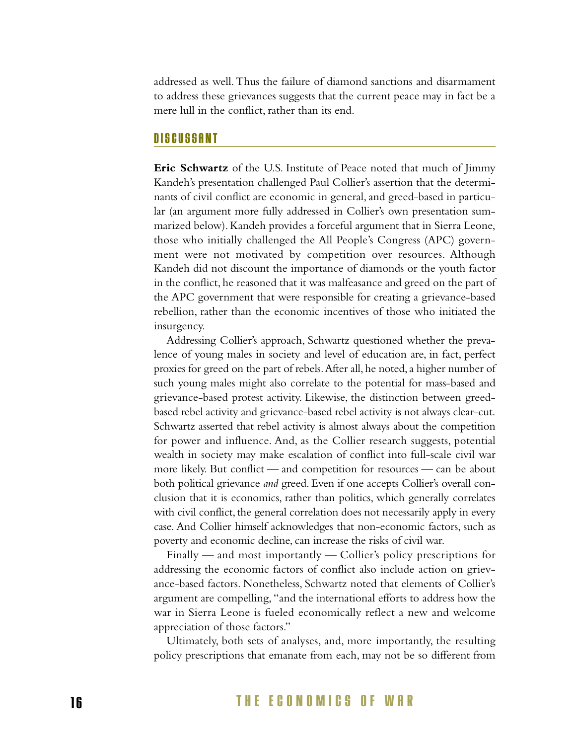addressed as well. Thus the failure of diamond sanctions and disarmament to address these grievances suggests that the current peace may in fact be a mere lull in the conflict, rather than its end.

## DISCUSSANT

**Eric Schwartz** of the U.S. Institute of Peace noted that much of Jimmy Kandeh's presentation challenged Paul Collier's assertion that the determinants of civil conflict are economic in general, and greed-based in particular (an argument more fully addressed in Collier's own presentation summarized below). Kandeh provides a forceful argument that in Sierra Leone, those who initially challenged the All People's Congress (APC) government were not motivated by competition over resources. Although Kandeh did not discount the importance of diamonds or the youth factor in the conflict, he reasoned that it was malfeasance and greed on the part of the APC government that were responsible for creating a grievance-based rebellion, rather than the economic incentives of those who initiated the insurgency.

Addressing Collier's approach, Schwartz questioned whether the prevalence of young males in society and level of education are, in fact, perfect proxies for greed on the part of rebels. After all, he noted, a higher number of such young males might also correlate to the potential for mass-based and grievance-based protest activity. Likewise, the distinction between greed-based rebel activity and grievance-based rebel activity is not always clear-cut. Schwartz asserted that rebel activity is almost always about the competition for power and influence. And, as the Collier research suggests, potential wealth in society may make escalation of conflict into full-scale civil war more likely. But conflict — and competition for resources — can be about both political grievance *and* greed. Even if one accepts Collier's overall conclusion that it is economics, rather than politics, which generally correlates with civil conflict, the general correlation does not necessarily apply in every case. And Collier himself acknowledges that non-economic factors, such as poverty and economic decline, can increase the risks of civil war.

Finally — and most importantly — Collier's policy prescriptions for addressing the economic factors of conflict also include action on grievance-based factors. Nonetheless, Schwartz noted that elements of Collier's argument are compelling, "and the international efforts to address how the war in Sierra Leone is fueled economically reflect a new and welcome appreciation of those factors."

Ultimately, both sets of analyses, and, more importantly, the resulting policy prescriptions that emanate from each, may not be so different from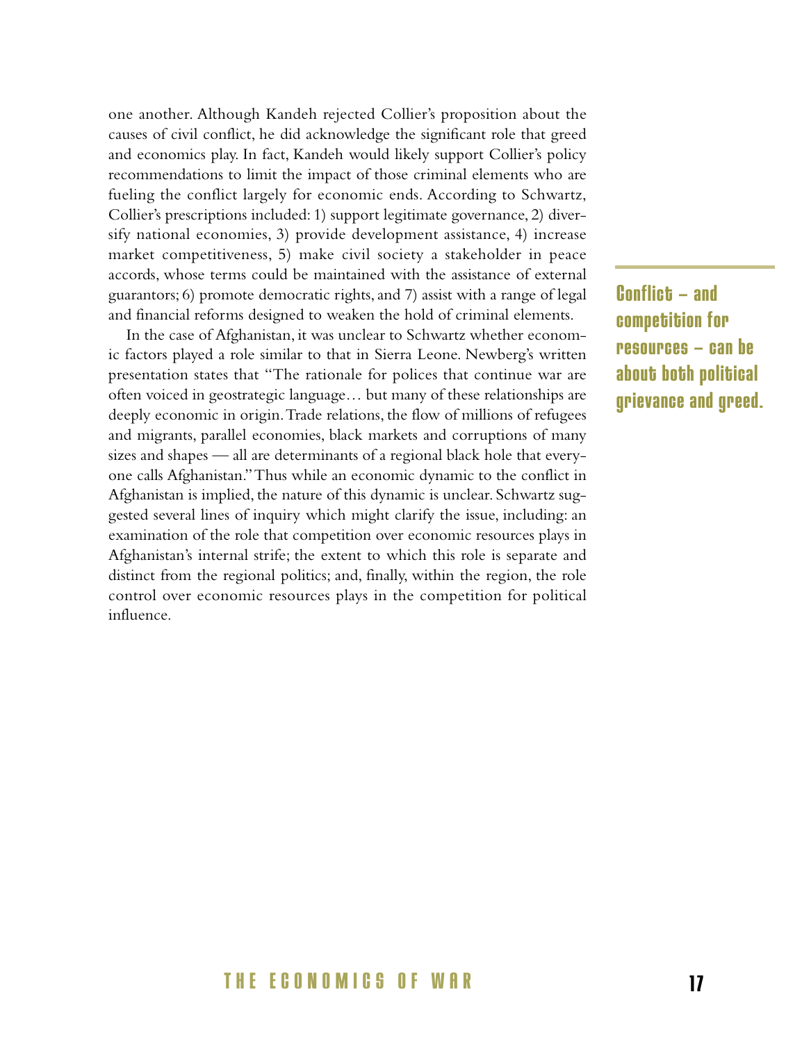one another. Although Kandeh rejected Collier's proposition about the causes of civil conflict, he did acknowledge the significant role that greed and economics play. In fact, Kandeh would likely support Collier's policy recommendations to limit the impact of those criminal elements who are fueling the conflict largely for economic ends. According to Schwartz, Collier's prescriptions included: 1) support legitimate governance, 2) diversify national economies, 3) provide development assistance, 4) increase market competitiveness, 5) make civil society a stakeholder in peace accords, whose terms could be maintained with the assistance of external guarantors; 6) promote democratic rights, and 7) assist with a range of legal and financial reforms designed to weaken the hold of criminal elements.

**Conflict – and competition for resources – can be about both political grievance and greed.**

In the case of Afghanistan, it was unclear to Schwartz whether economic factors played a role similar to that in Sierra Leone. Newberg's written presentation states that "The rationale for polices that continue war are often voiced in geostrategic language… but many of these relationships are deeply economic in origin. Trade relations, the flow of millions of refugees and migrants, parallel economies, black markets and corruptions of many sizes and shapes — all are determinants of a regional black hole that everyone calls Afghanistan." Thus while an economic dynamic to the conflict in Afghanistan is implied, the nature of this dynamic is unclear. Schwartz suggested several lines of inquiry which might clarify the issue, including: an examination of the role that competition over economic resources plays in Afghanistan's internal strife; the extent to which this role is separate and distinct from the regional politics; and, finally, within the region, the role control over economic resources plays in the competition for political influence.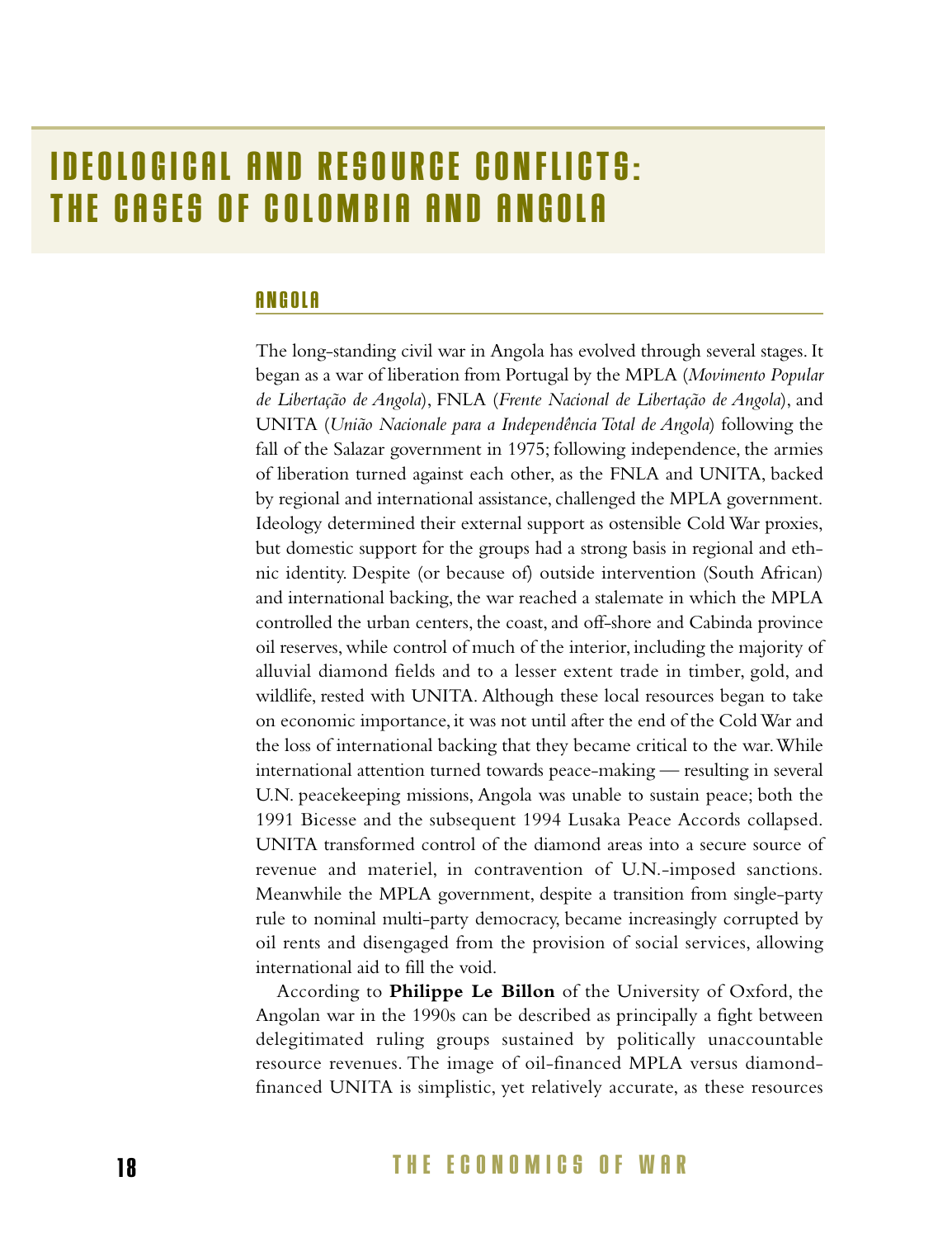# IDEOLOGICAL AND RESOURCE CONFLICTS: THE CASES OF COLOMBIA AND ANGOLA

## ANGOLA

The long-standing civil war in Angola has evolved through several stages. It began as a war of liberation from Portugal by the MPLA (*Movimento Popular de Libertação de Angola*), FNLA (*Frente Nacional de Libertação de Angola*), and UNITA (*União Nacionale para a Independência Total de Angola*) following the fall of the Salazar government in 1975; following independence, the armies of liberation turned against each other, as the FNLA and UNITA, backed by regional and international assistance, challenged the MPLA government. Ideology determined their external support as ostensible Cold War proxies, but domestic support for the groups had a strong basis in regional and ethnic identity. Despite (or because of) outside intervention (South African) and international backing, the war reached a stalemate in which the MPLA controlled the urban centers, the coast, and off-shore and Cabinda province oil reserves, while control of much of the interior, including the majority of alluvial diamond fields and to a lesser extent trade in timber, gold, and wildlife, rested with UNITA. Although these local resources began to take on economic importance, it was not until after the end of the Cold War and the loss of international backing that they became critical to the war. While international attention turned towards peace-making — resulting in several U.N. peacekeeping missions, Angola was unable to sustain peace; both the 1991 Bicesse and the subsequent 1994 Lusaka Peace Accords collapsed. UNITA transformed control of the diamond areas into a secure source of revenue and materiel, in contravention of U.N.-imposed sanctions. Meanwhile the MPLA government, despite a transition from single-party rule to nominal multi-party democracy, became increasingly corrupted by oil rents and disengaged from the provision of social services, allowing international aid to fill the void.

According to **Philippe Le Billon** of the University of Oxford, the Angolan war in the 1990s can be described as principally a fight between delegitimated ruling groups sustained by politically unaccountable resource revenues. The image of oil-financed MPLA versus diamond-financed UNITA is simplistic, yet relatively accurate, as these resources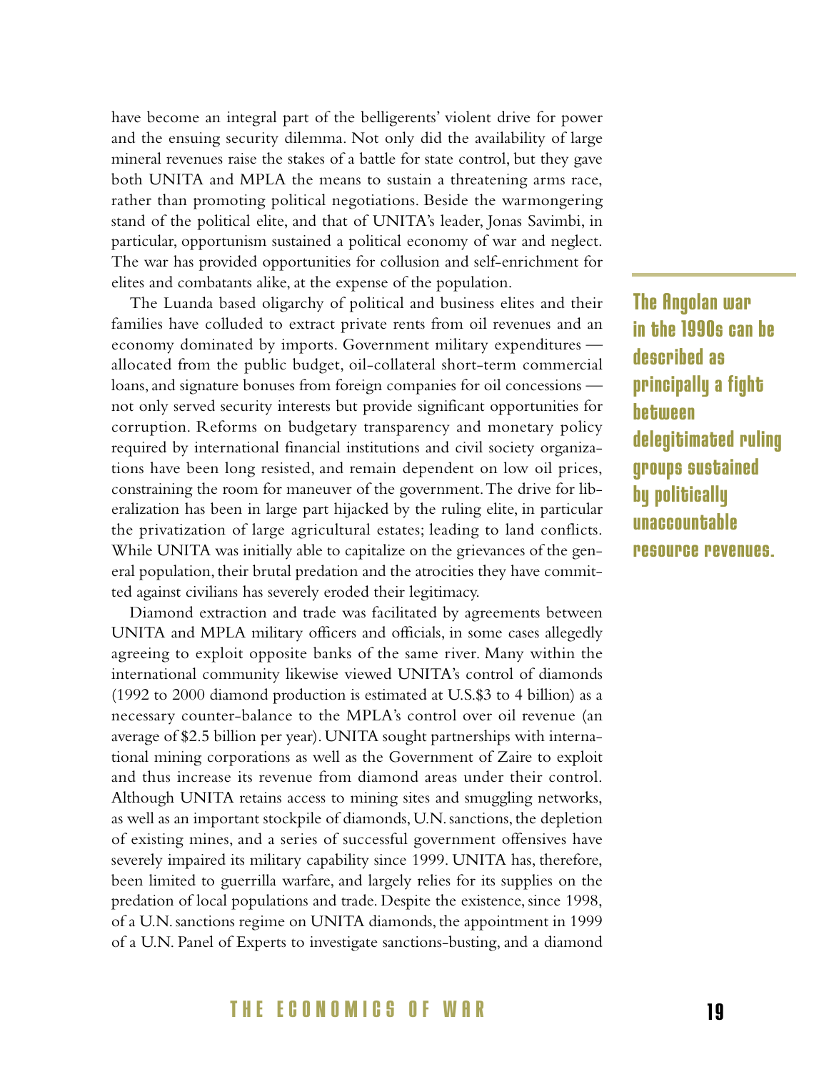have become an integral part of the belligerents' violent drive for power and the ensuing security dilemma. Not only did the availability of large mineral revenues raise the stakes of a battle for state control, but they gave both UNITA and MPLA the means to sustain a threatening arms race, rather than promoting political negotiations. Beside the warmongering stand of the political elite, and that of UNITA's leader, Jonas Savimbi, in particular, opportunism sustained a political economy of war and neglect. The war has provided opportunities for collusion and self-enrichment for elites and combatants alike, at the expense of the population.

The Luanda based oligarchy of political and business elites and their families have colluded to extract private rents from oil revenues and an economy dominated by imports. Government military expenditures — allocated from the public budget, oil-collateral short-term commercial loans, and signature bonuses from foreign companies for oil concessions — not only served security interests but provide significant opportunities for corruption. Reforms on budgetary transparency and monetary policy required by international financial institutions and civil society organizations have been long resisted, and remain dependent on low oil prices, constraining the room for maneuver of the government. The drive for liberalization has been in large part hijacked by the ruling elite, in particular the privatization of large agricultural estates; leading to land conflicts. While UNITA was initially able to capitalize on the grievances of the general population, their brutal predation and the atrocities they have committed against civilians has severely eroded their legitimacy.

**The Angolan war in the 1990s can be described as principally a fight between delegitimated ruling groups sustained by politically unaccountable resource revenues.**

Diamond extraction and trade was facilitated by agreements between UNITA and MPLA military officers and officials, in some cases allegedly agreeing to exploit opposite banks of the same river. Many within the international community likewise viewed UNITA's control of diamonds (1992 to 2000 diamond production is estimated at U.S.$3 to 4 billion) as a necessary counter-balance to the MPLA's control over oil revenue (an average of $2.5 billion per year). UNITA sought partnerships with international mining corporations as well as the Government of Zaire to exploit and thus increase its revenue from diamond areas under their control. Although UNITA retains access to mining sites and smuggling networks, as well as an important stockpile of diamonds, U.N. sanctions, the depletion of existing mines, and a series of successful government offensives have severely impaired its military capability since 1999. UNITA has, therefore, been limited to guerrilla warfare, and largely relies for its supplies on the predation of local populations and trade. Despite the existence, since 1998, of a U.N. sanctions regime on UNITA diamonds, the appointment in 1999 of a U.N. Panel of Experts to investigate sanctions-busting, and a diamond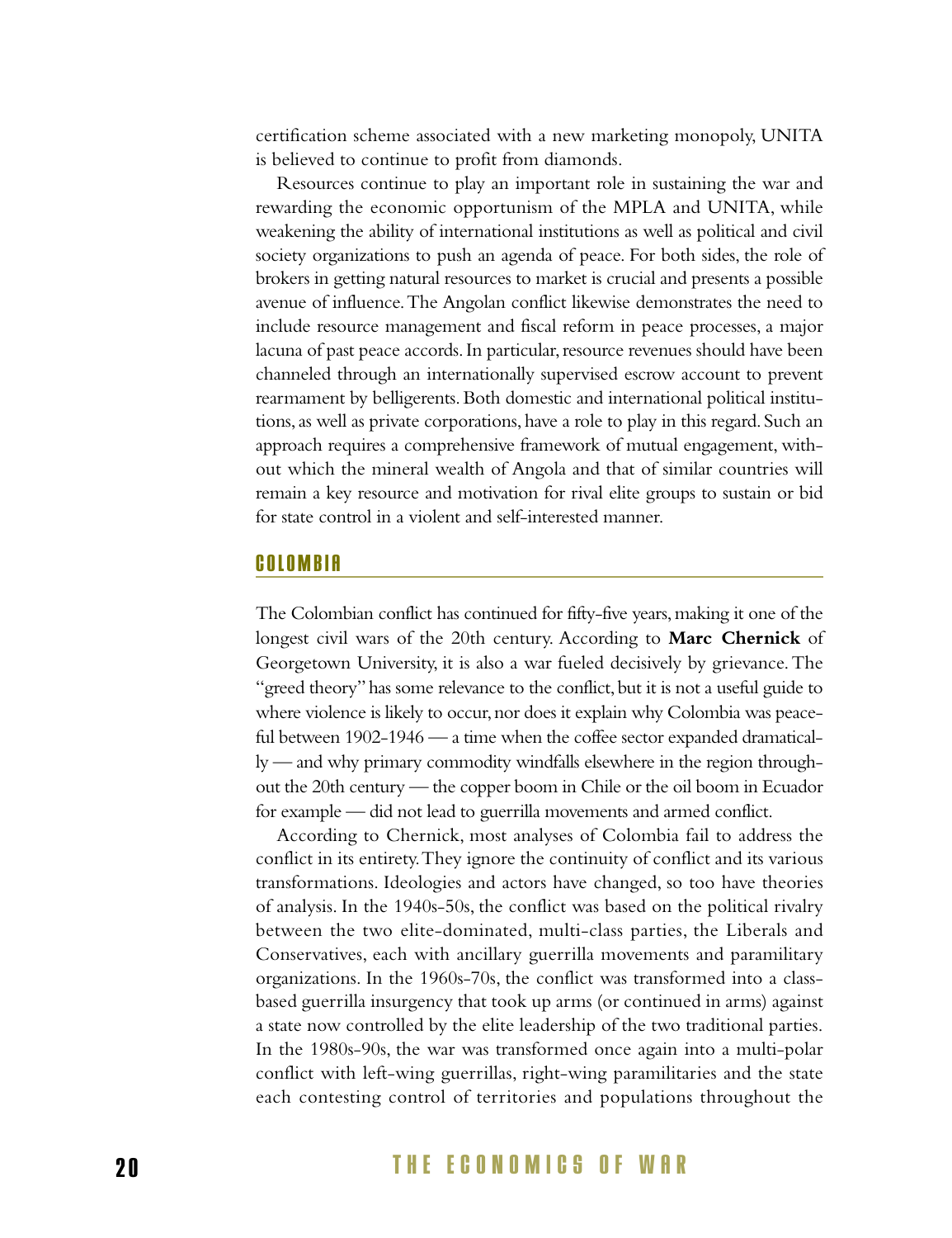certification scheme associated with a new marketing monopoly, UNITA is believed to continue to profit from diamonds.

Resources continue to play an important role in sustaining the war and rewarding the economic opportunism of the MPLA and UNITA, while weakening the ability of international institutions as well as political and civil society organizations to push an agenda of peace. For both sides, the role of brokers in getting natural resources to market is crucial and presents a possible avenue of influence. The Angolan conflict likewise demonstrates the need to include resource management and fiscal reform in peace processes, a major lacuna of past peace accords. In particular, resource revenues should have been channeled through an internationally supervised escrow account to prevent rearmament by belligerents. Both domestic and international political institutions, as well as private corporations, have a role to play in this regard. Such an approach requires a comprehensive framework of mutual engagement, without which the mineral wealth of Angola and that of similar countries will remain a key resource and motivation for rival elite groups to sustain or bid for state control in a violent and self-interested manner.

## COLOMBIA

The Colombian conflict has continued for fifty-five years, making it one of the longest civil wars of the 20th century. According to **Marc Chernick** of Georgetown University, it is also a war fueled decisively by grievance. The "greed theory" has some relevance to the conflict, but it is not a useful guide to where violence is likely to occur, nor does it explain why Colombia was peaceful between 1902-1946 — a time when the coffee sector expanded dramatically — and why primary commodity windfalls elsewhere in the region throughout the 20th century — the copper boom in Chile or the oil boom in Ecuador for example — did not lead to guerrilla movements and armed conflict.

According to Chernick, most analyses of Colombia fail to address the conflict in its entirety. They ignore the continuity of conflict and its various transformations. Ideologies and actors have changed, so too have theories of analysis. In the 1940s-50s, the conflict was based on the political rivalry between the two elite-dominated, multi-class parties, the Liberals and Conservatives, each with ancillary guerrilla movements and paramilitary organizations. In the 1960s-70s, the conflict was transformed into a class-based guerrilla insurgency that took up arms (or continued in arms) against a state now controlled by the elite leadership of the two traditional parties. In the 1980s-90s, the war was transformed once again into a multi-polar conflict with left-wing guerrillas, right-wing paramilitaries and the state each contesting control of territories and populations throughout the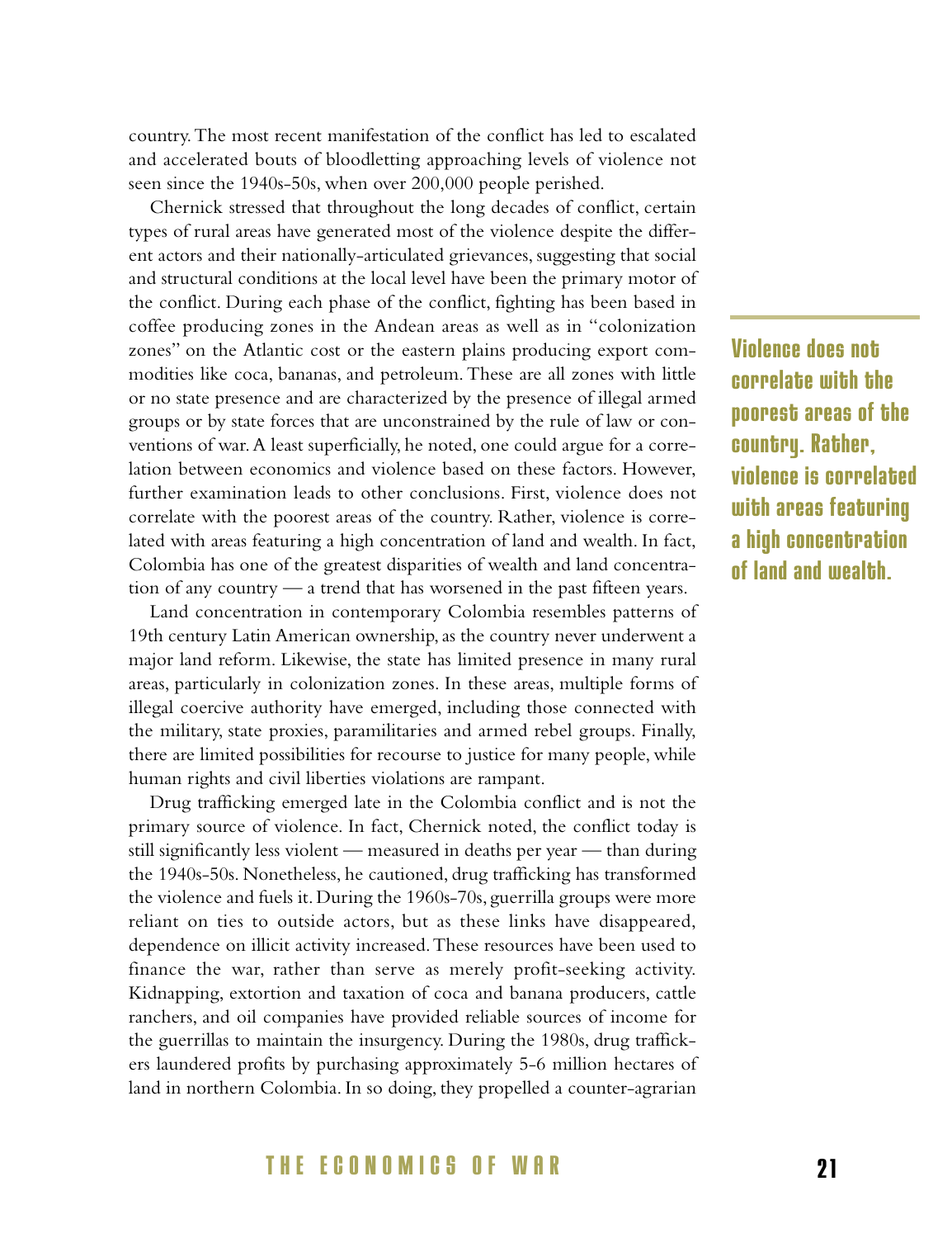country. The most recent manifestation of the conflict has led to escalated and accelerated bouts of bloodletting approaching levels of violence not seen since the 1940s-50s, when over 200,000 people perished.

Chernick stressed that throughout the long decades of conflict, certain types of rural areas have generated most of the violence despite the different actors and their nationally-articulated grievances, suggesting that social and structural conditions at the local level have been the primary motor of the conflict. During each phase of the conflict, fighting has been based in coffee producing zones in the Andean areas as well as in "colonization zones" on the Atlantic cost or the eastern plains producing export commodities like coca, bananas, and petroleum. These are all zones with little or no state presence and are characterized by the presence of illegal armed groups or by state forces that are unconstrained by the rule of law or conventions of war. A least superficially, he noted, one could argue for a correlation between economics and violence based on these factors. However, further examination leads to other conclusions. First, violence does not correlate with the poorest areas of the country. Rather, violence is correlated with areas featuring a high concentration of land and wealth. In fact, Colombia has one of the greatest disparities of wealth and land concentration of any country — a trend that has worsened in the past fifteen years.

**Violence does not correlate with the poorest areas of the country. Rather, violence is correlated with areas featuring a high concentration of land and wealth.**

Land concentration in contemporary Colombia resembles patterns of 19th century Latin American ownership, as the country never underwent a major land reform. Likewise, the state has limited presence in many rural areas, particularly in colonization zones. In these areas, multiple forms of illegal coercive authority have emerged, including those connected with the military, state proxies, paramilitaries and armed rebel groups. Finally, there are limited possibilities for recourse to justice for many people, while human rights and civil liberties violations are rampant.

Drug trafficking emerged late in the Colombia conflict and is not the primary source of violence. In fact, Chernick noted, the conflict today is still significantly less violent — measured in deaths per year — than during the 1940s-50s. Nonetheless, he cautioned, drug trafficking has transformed the violence and fuels it. During the 1960s-70s, guerrilla groups were more reliant on ties to outside actors, but as these links have disappeared, dependence on illicit activity increased. These resources have been used to finance the war, rather than serve as merely profit-seeking activity. Kidnapping, extortion and taxation of coca and banana producers, cattle ranchers, and oil companies have provided reliable sources of income for the guerrillas to maintain the insurgency. During the 1980s, drug traffickers laundered profits by purchasing approximately 5-6 million hectares of land in northern Colombia. In so doing, they propelled a counter-agrarian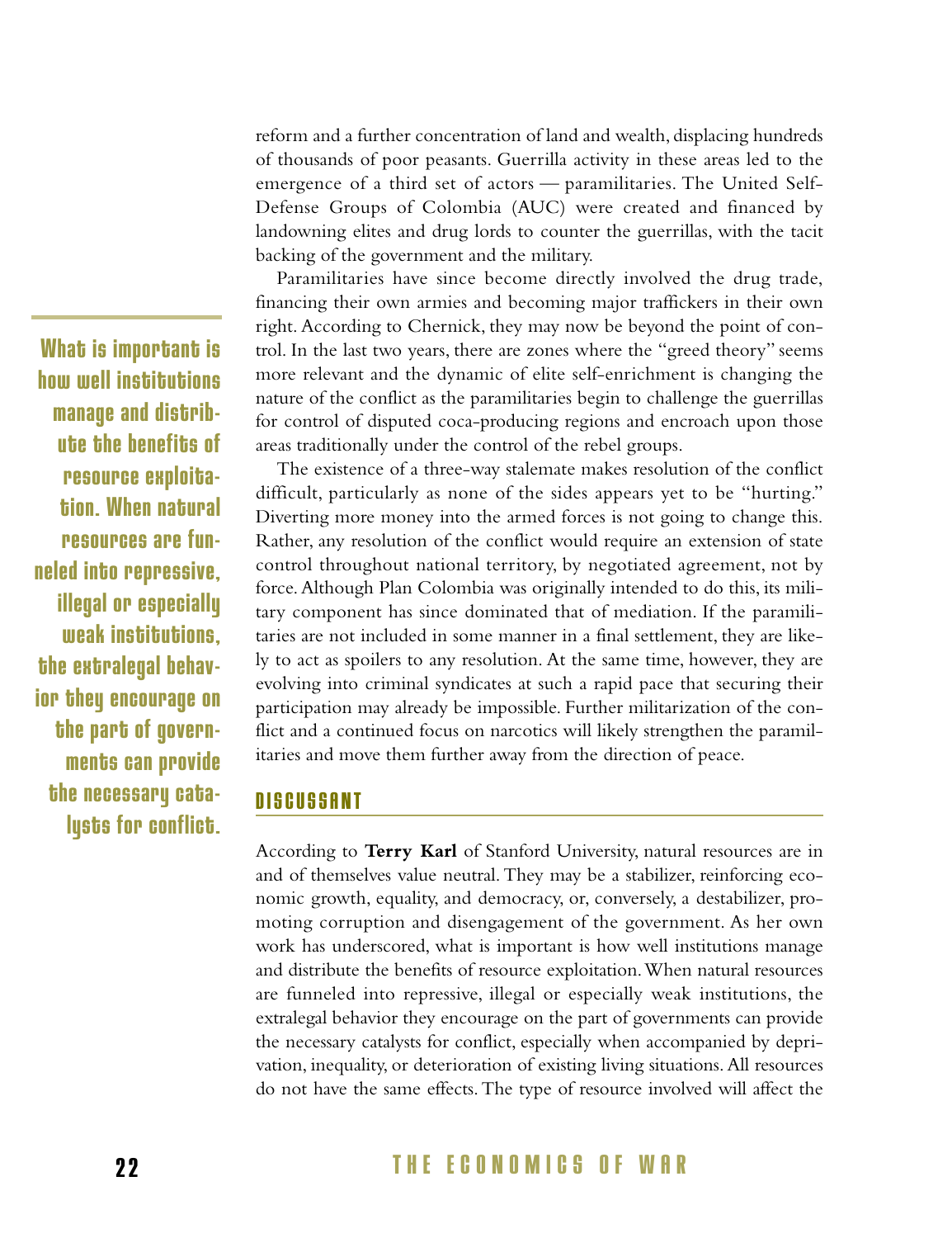reform and a further concentration of land and wealth, displacing hundreds of thousands of poor peasants. Guerrilla activity in these areas led to the emergence of a third set of actors — paramilitaries. The United Self-Defense Groups of Colombia (AUC) were created and financed by landowning elites and drug lords to counter the guerrillas, with the tacit backing of the government and the military.

Paramilitaries have since become directly involved the drug trade, financing their own armies and becoming major traffickers in their own right. According to Chernick, they may now be beyond the point of control. In the last two years, there are zones where the "greed theory" seems more relevant and the dynamic of elite self-enrichment is changing the nature of the conflict as the paramilitaries begin to challenge the guerrillas for control of disputed coca-producing regions and encroach upon those areas traditionally under the control of the rebel groups.

The existence of a three-way stalemate makes resolution of the conflict difficult, particularly as none of the sides appears yet to be "hurting." Diverting more money into the armed forces is not going to change this. Rather, any resolution of the conflict would require an extension of state control throughout national territory, by negotiated agreement, not by force. Although Plan Colombia was originally intended to do this, its military component has since dominated that of mediation. If the paramilitaries are not included in some manner in a final settlement, they are likely to act as spoilers to any resolution. At the same time, however, they are evolving into criminal syndicates at such a rapid pace that securing their participation may already be impossible. Further militarization of the conflict and a continued focus on narcotics will likely strengthen the paramilitaries and move them further away from the direction of peace.

> **What is important is how well institutions manage and distribute the benefits of resource exploitation. When natural resources are funneled into repressive, illegal or especially weak institutions, the extralegal behavior they encourage on the part of governments can provide the necessary catalysts for conflict.**

## DISCUSSANT

According to **Terry Karl** of Stanford University, natural resources are in and of themselves value neutral. They may be a stabilizer, reinforcing economic growth, equality, and democracy, or, conversely, a destabilizer, promoting corruption and disengagement of the government. As her own work has underscored, what is important is how well institutions manage and distribute the benefits of resource exploitation. When natural resources are funneled into repressive, illegal or especially weak institutions, the extralegal behavior they encourage on the part of governments can provide the necessary catalysts for conflict, especially when accompanied by deprivation, inequality, or deterioration of existing living situations. All resources do not have the same effects. The type of resource involved will affect the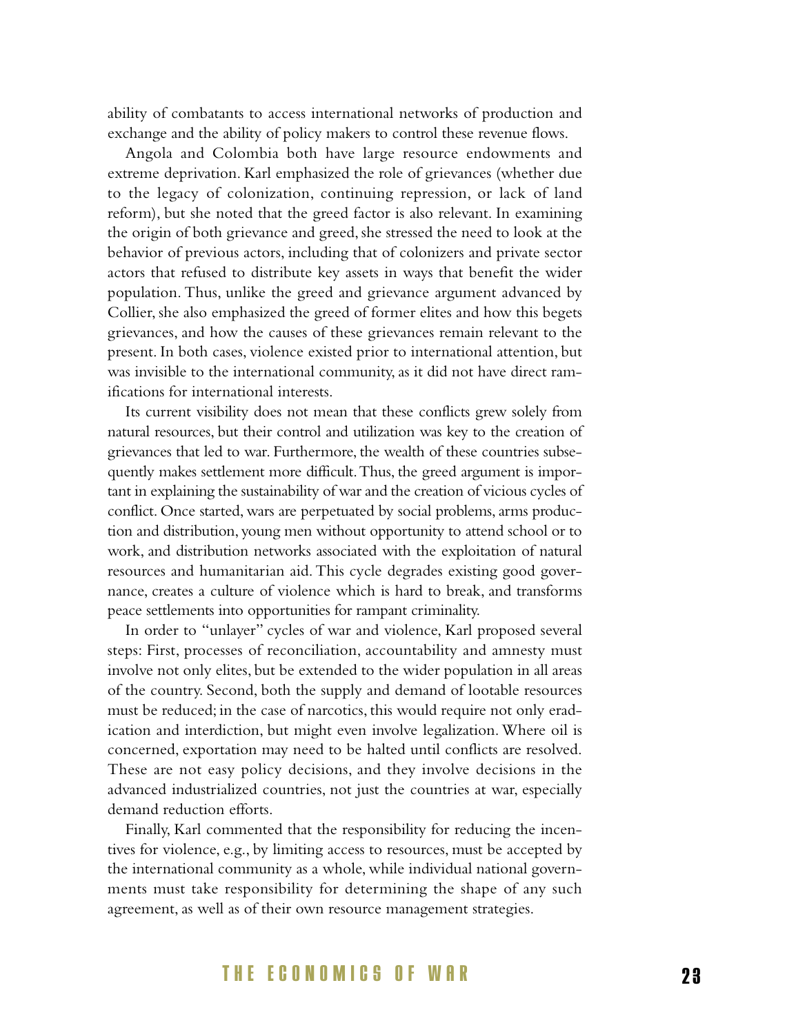ability of combatants to access international networks of production and exchange and the ability of policy makers to control these revenue flows.

Angola and Colombia both have large resource endowments and extreme deprivation. Karl emphasized the role of grievances (whether due to the legacy of colonization, continuing repression, or lack of land reform), but she noted that the greed factor is also relevant. In examining the origin of both grievance and greed, she stressed the need to look at the behavior of previous actors, including that of colonizers and private sector actors that refused to distribute key assets in ways that benefit the wider population. Thus, unlike the greed and grievance argument advanced by Collier, she also emphasized the greed of former elites and how this begets grievances, and how the causes of these grievances remain relevant to the present. In both cases, violence existed prior to international attention, but was invisible to the international community, as it did not have direct ramifications for international interests.

Its current visibility does not mean that these conflicts grew solely from natural resources, but their control and utilization was key to the creation of grievances that led to war. Furthermore, the wealth of these countries subsequently makes settlement more difficult. Thus, the greed argument is important in explaining the sustainability of war and the creation of vicious cycles of conflict. Once started, wars are perpetuated by social problems, arms production and distribution, young men without opportunity to attend school or to work, and distribution networks associated with the exploitation of natural resources and humanitarian aid. This cycle degrades existing good governance, creates a culture of violence which is hard to break, and transforms peace settlements into opportunities for rampant criminality.

In order to "unlayer" cycles of war and violence, Karl proposed several steps: First, processes of reconciliation, accountability and amnesty must involve not only elites, but be extended to the wider population in all areas of the country. Second, both the supply and demand of lootable resources must be reduced; in the case of narcotics, this would require not only eradication and interdiction, but might even involve legalization. Where oil is concerned, exportation may need to be halted until conflicts are resolved. These are not easy policy decisions, and they involve decisions in the advanced industrialized countries, not just the countries at war, especially demand reduction efforts.

Finally, Karl commented that the responsibility for reducing the incentives for violence, e.g., by limiting access to resources, must be accepted by the international community as a whole, while individual national governments must take responsibility for determining the shape of any such agreement, as well as of their own resource management strategies.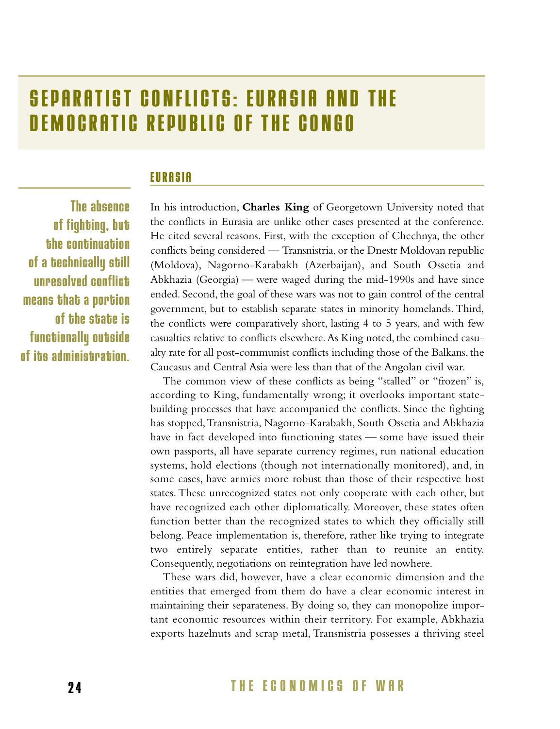# SEPARATIST CONFLICTS: EURASIA AND THE DEMOCRATIC REPUBLIC OF THE CONGO

## EURASIA

**The absence of fighting, but the continuation of a technically still unresolved conflict means that a portion of the state is functionally outside of its administration.**

In his introduction, **Charles King** of Georgetown University noted that the conflicts in Eurasia are unlike other cases presented at the conference. He cited several reasons. First, with the exception of Chechnya, the other conflicts being considered — Transnistria, or the Dnestr Moldovan republic (Moldova), Nagorno-Karabakh (Azerbaijan), and South Ossetia and Abkhazia (Georgia) — were waged during the mid-1990s and have since ended. Second, the goal of these wars was not to gain control of the central government, but to establish separate states in minority homelands. Third, the conflicts were comparatively short, lasting 4 to 5 years, and with few casualties relative to conflicts elsewhere. As King noted, the combined casualty rate for all post-communist conflicts including those of the Balkans, the Caucasus and Central Asia were less than that of the Angolan civil war.

The common view of these conflicts as being "stalled" or "frozen" is, according to King, fundamentally wrong; it overlooks important state-building processes that have accompanied the conflicts. Since the fighting has stopped, Transnistria, Nagorno-Karabakh, South Ossetia and Abkhazia have in fact developed into functioning states — some have issued their own passports, all have separate currency regimes, run national education systems, hold elections (though not internationally monitored), and, in some cases, have armies more robust than those of their respective host states. These unrecognized states not only cooperate with each other, but have recognized each other diplomatically. Moreover, these states often function better than the recognized states to which they officially still belong. Peace implementation is, therefore, rather like trying to integrate two entirely separate entities, rather than to reunite an entity. Consequently, negotiations on reintegration have led nowhere.

These wars did, however, have a clear economic dimension and the entities that emerged from them do have a clear economic interest in maintaining their separateness. By doing so, they can monopolize important economic resources within their territory. For example, Abkhazia exports hazelnuts and scrap metal, Transnistria possesses a thriving steel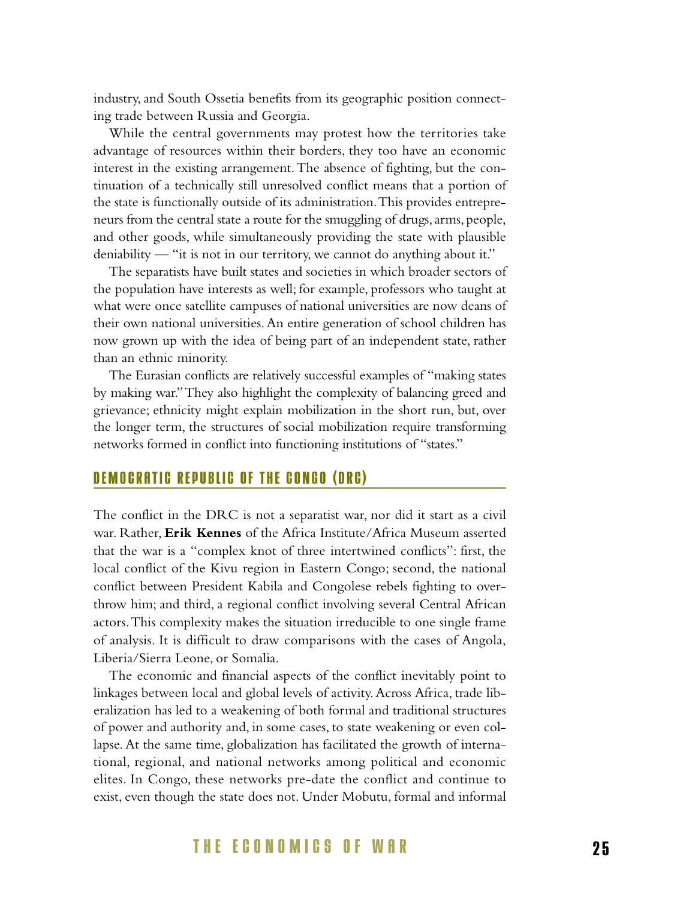industry, and South Ossetia benefits from its geographic position connecting trade between Russia and Georgia.

While the central governments may protest how the territories take advantage of resources within their borders, they too have an economic interest in the existing arrangement. The absence of fighting, but the continuation of a technically still unresolved conflict means that a portion of the state is functionally outside of its administration. This provides entrepreneurs from the central state a route for the smuggling of drugs, arms, people, and other goods, while simultaneously providing the state with plausible deniability — "it is not in our territory, we cannot do anything about it."

The separatists have built states and societies in which broader sectors of the population have interests as well; for example, professors who taught at what were once satellite campuses of national universities are now deans of their own national universities. An entire generation of school children has now grown up with the idea of being part of an independent state, rather than an ethnic minority.

The Eurasian conflicts are relatively successful examples of "making states by making war." They also highlight the complexity of balancing greed and grievance; ethnicity might explain mobilization in the short run, but, over the longer term, the structures of social mobilization require transforming networks formed in conflict into functioning institutions of "states."

## DEMOCRATIC REPUBLIC OF THE CONGO (DRC)

The conflict in the DRC is not a separatist war, nor did it start as a civil war. Rather, **Erik Kennes** of the Africa Institute/Africa Museum asserted that the war is a "complex knot of three intertwined conflicts": first, the local conflict of the Kivu region in Eastern Congo; second, the national conflict between President Kabila and Congolese rebels fighting to overthrow him; and third, a regional conflict involving several Central African actors. This complexity makes the situation irreducible to one single frame of analysis. It is difficult to draw comparisons with the cases of Angola, Liberia/Sierra Leone, or Somalia.

The economic and financial aspects of the conflict inevitably point to linkages between local and global levels of activity. Across Africa, trade liberalization has led to a weakening of both formal and traditional structures of power and authority and, in some cases, to state weakening or even collapse. At the same time, globalization has facilitated the growth of international, regional, and national networks among political and economic elites. In Congo, these networks pre-date the conflict and continue to exist, even though the state does not. Under Mobutu, formal and informal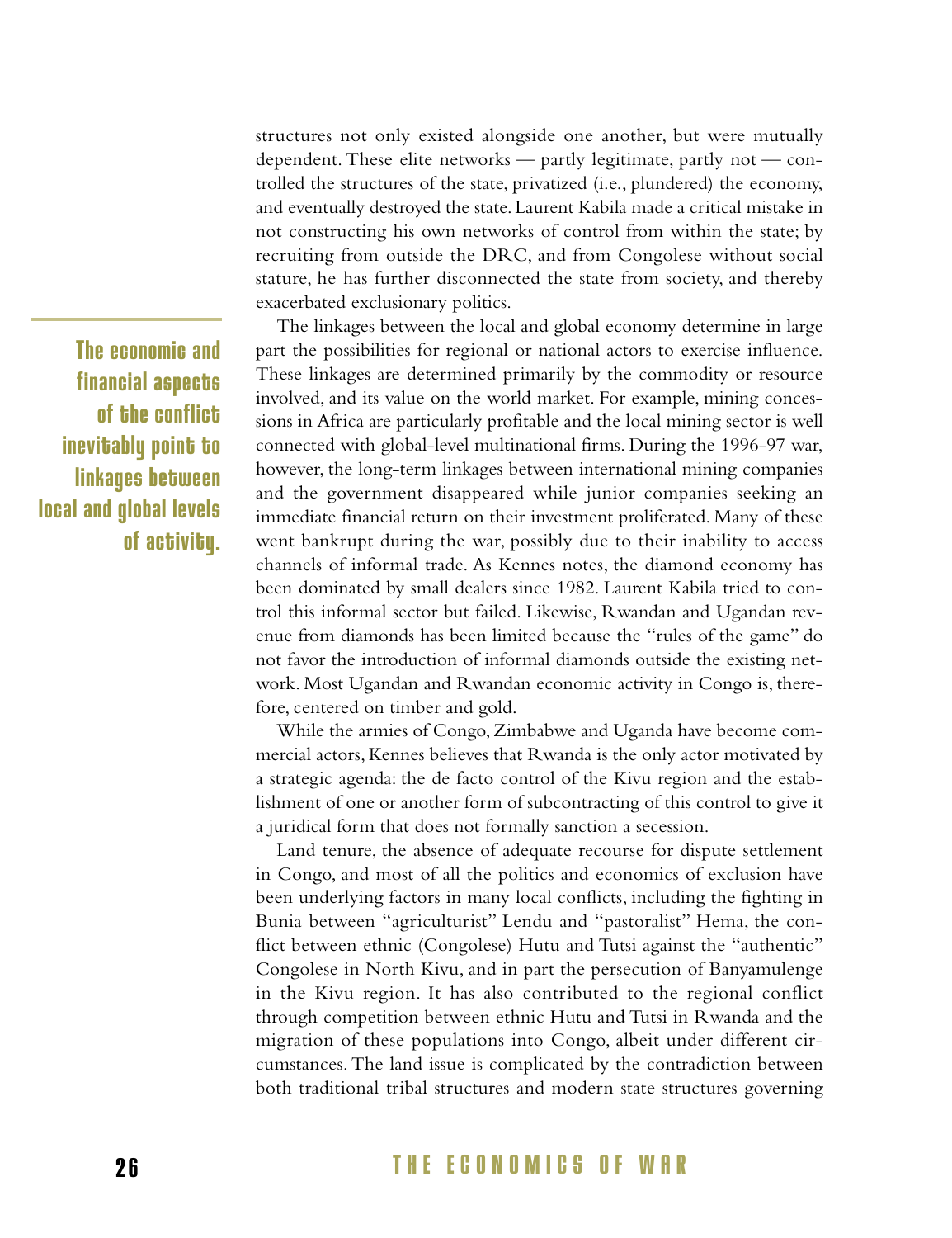structures not only existed alongside one another, but were mutually dependent. These elite networks — partly legitimate, partly not — controlled the structures of the state, privatized (i.e., plundered) the economy, and eventually destroyed the state. Laurent Kabila made a critical mistake in not constructing his own networks of control from within the state; by recruiting from outside the DRC, and from Congolese without social stature, he has further disconnected the state from society, and thereby exacerbated exclusionary politics.

**The economic and financial aspects of the conflict inevitably point to linkages between local and global levels of activity.**

The linkages between the local and global economy determine in large part the possibilities for regional or national actors to exercise influence. These linkages are determined primarily by the commodity or resource involved, and its value on the world market. For example, mining concessions in Africa are particularly profitable and the local mining sector is well connected with global-level multinational firms. During the 1996-97 war, however, the long-term linkages between international mining companies and the government disappeared while junior companies seeking an immediate financial return on their investment proliferated. Many of these went bankrupt during the war, possibly due to their inability to access channels of informal trade. As Kennes notes, the diamond economy has been dominated by small dealers since 1982. Laurent Kabila tried to control this informal sector but failed. Likewise, Rwandan and Ugandan revenue from diamonds has been limited because the "rules of the game" do not favor the introduction of informal diamonds outside the existing network. Most Ugandan and Rwandan economic activity in Congo is, therefore, centered on timber and gold.

While the armies of Congo, Zimbabwe and Uganda have become commercial actors, Kennes believes that Rwanda is the only actor motivated by a strategic agenda: the de facto control of the Kivu region and the establishment of one or another form of subcontracting of this control to give it a juridical form that does not formally sanction a secession.

Land tenure, the absence of adequate recourse for dispute settlement in Congo, and most of all the politics and economics of exclusion have been underlying factors in many local conflicts, including the fighting in Bunia between "agriculturist" Lendu and "pastoralist" Hema, the conflict between ethnic (Congolese) Hutu and Tutsi against the "authentic" Congolese in North Kivu, and in part the persecution of Banyamulenge in the Kivu region. It has also contributed to the regional conflict through competition between ethnic Hutu and Tutsi in Rwanda and the migration of these populations into Congo, albeit under different circumstances. The land issue is complicated by the contradiction between both traditional tribal structures and modern state structures governing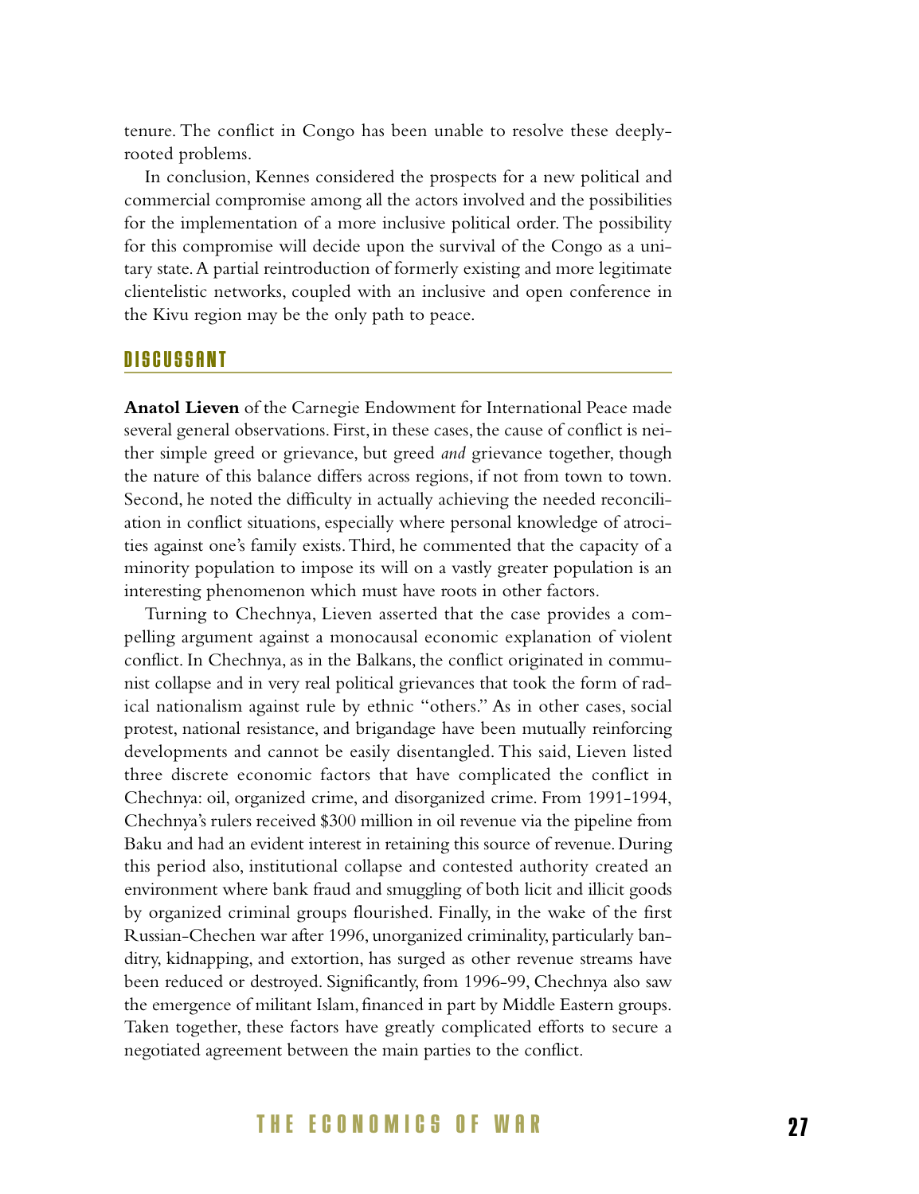tenure. The conflict in Congo has been unable to resolve these deeply-rooted problems.

In conclusion, Kennes considered the prospects for a new political and commercial compromise among all the actors involved and the possibilities for the implementation of a more inclusive political order. The possibility for this compromise will decide upon the survival of the Congo as a unitary state. A partial reintroduction of formerly existing and more legitimate clientelistic networks, coupled with an inclusive and open conference in the Kivu region may be the only path to peace.

## DISCUSSANT

**Anatol Lieven** of the Carnegie Endowment for International Peace made several general observations. First, in these cases, the cause of conflict is neither simple greed or grievance, but greed *and* grievance together, though the nature of this balance differs across regions, if not from town to town. Second, he noted the difficulty in actually achieving the needed reconciliation in conflict situations, especially where personal knowledge of atrocities against one's family exists. Third, he commented that the capacity of a minority population to impose its will on a vastly greater population is an interesting phenomenon which must have roots in other factors.

Turning to Chechnya, Lieven asserted that the case provides a compelling argument against a monocausal economic explanation of violent conflict. In Chechnya, as in the Balkans, the conflict originated in communist collapse and in very real political grievances that took the form of radical nationalism against rule by ethnic "others." As in other cases, social protest, national resistance, and brigandage have been mutually reinforcing developments and cannot be easily disentangled. This said, Lieven listed three discrete economic factors that have complicated the conflict in Chechnya: oil, organized crime, and disorganized crime. From 1991-1994, Chechnya's rulers received $300 million in oil revenue via the pipeline from Baku and had an evident interest in retaining this source of revenue. During this period also, institutional collapse and contested authority created an environment where bank fraud and smuggling of both licit and illicit goods by organized criminal groups flourished. Finally, in the wake of the first Russian-Chechen war after 1996, unorganized criminality, particularly banditry, kidnapping, and extortion, has surged as other revenue streams have been reduced or destroyed. Significantly, from 1996-99, Chechnya also saw the emergence of militant Islam, financed in part by Middle Eastern groups. Taken together, these factors have greatly complicated efforts to secure a negotiated agreement between the main parties to the conflict.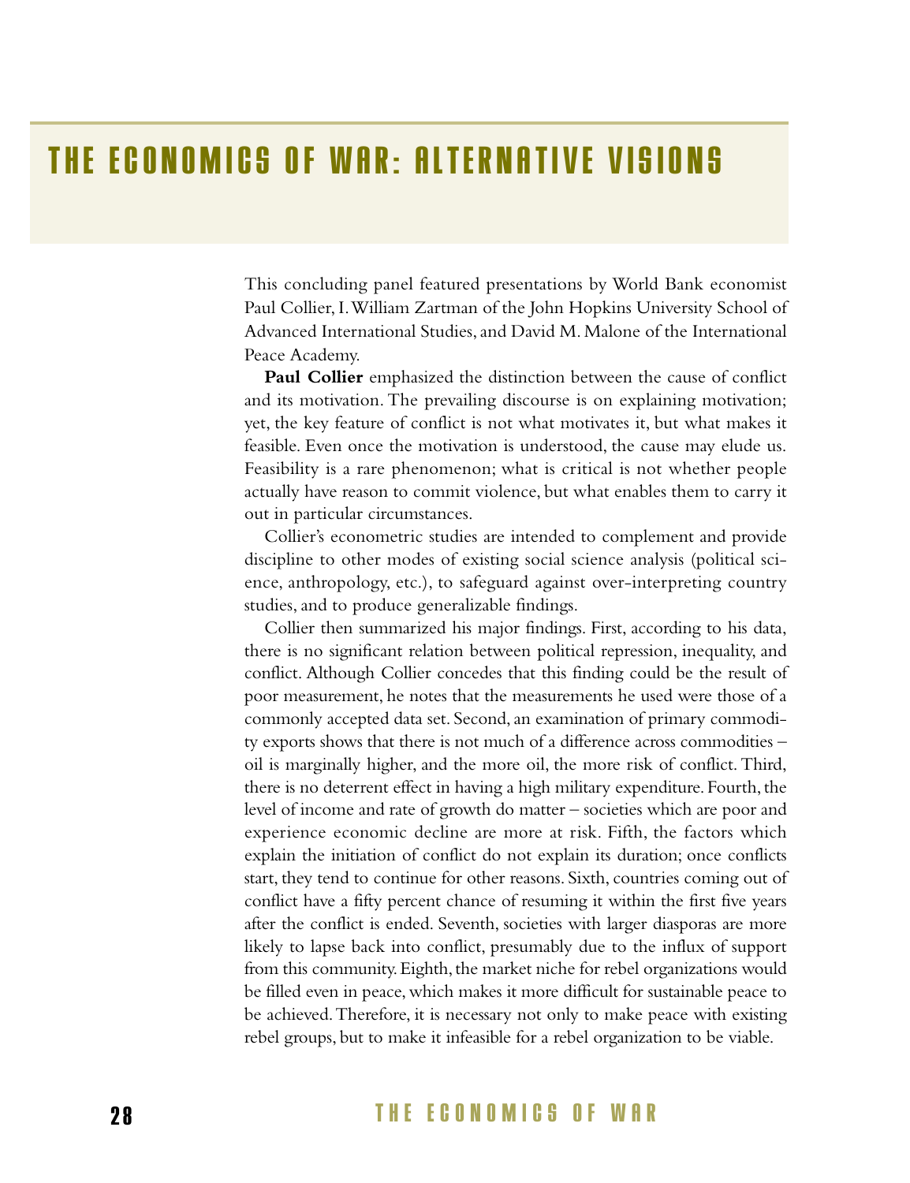# THE ECONOMICS OF WAR: ALTERNATIVE VISIONS

This concluding panel featured presentations by World Bank economist Paul Collier, I. William Zartman of the John Hopkins University School of Advanced International Studies, and David M. Malone of the International Peace Academy.

**Paul Collier** emphasized the distinction between the cause of conflict and its motivation. The prevailing discourse is on explaining motivation; yet, the key feature of conflict is not what motivates it, but what makes it feasible. Even once the motivation is understood, the cause may elude us. Feasibility is a rare phenomenon; what is critical is not whether people actually have reason to commit violence, but what enables them to carry it out in particular circumstances.

Collier's econometric studies are intended to complement and provide discipline to other modes of existing social science analysis (political science, anthropology, etc.), to safeguard against over-interpreting country studies, and to produce generalizable findings.

Collier then summarized his major findings. First, according to his data, there is no significant relation between political repression, inequality, and conflict. Although Collier concedes that this finding could be the result of poor measurement, he notes that the measurements he used were those of a commonly accepted data set. Second, an examination of primary commodity exports shows that there is not much of a difference across commodities – oil is marginally higher, and the more oil, the more risk of conflict. Third, there is no deterrent effect in having a high military expenditure. Fourth, the level of income and rate of growth do matter – societies which are poor and experience economic decline are more at risk. Fifth, the factors which explain the initiation of conflict do not explain its duration; once conflicts start, they tend to continue for other reasons. Sixth, countries coming out of conflict have a fifty percent chance of resuming it within the first five years after the conflict is ended. Seventh, societies with larger diasporas are more likely to lapse back into conflict, presumably due to the influx of support from this community. Eighth, the market niche for rebel organizations would be filled even in peace, which makes it more difficult for sustainable peace to be achieved. Therefore, it is necessary not only to make peace with existing rebel groups, but to make it infeasible for a rebel organization to be viable.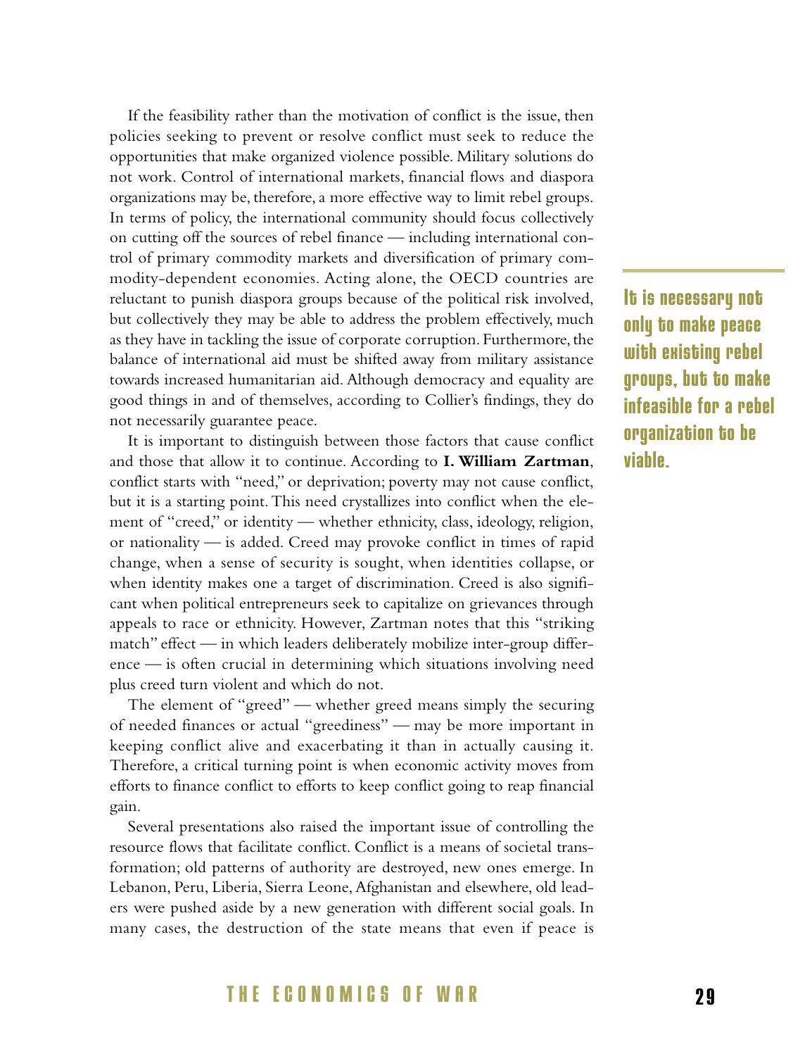If the feasibility rather than the motivation of conflict is the issue, then policies seeking to prevent or resolve conflict must seek to reduce the opportunities that make organized violence possible. Military solutions do not work. Control of international markets, financial flows and diaspora organizations may be, therefore, a more effective way to limit rebel groups. In terms of policy, the international community should focus collectively on cutting off the sources of rebel finance — including international control of primary commodity markets and diversification of primary commodity-dependent economies. Acting alone, the OECD countries are reluctant to punish diaspora groups because of the political risk involved, but collectively they may be able to address the problem effectively, much as they have in tackling the issue of corporate corruption. Furthermore, the balance of international aid must be shifted away from military assistance towards increased humanitarian aid. Although democracy and equality are good things in and of themselves, according to Collier's findings, they do not necessarily guarantee peace.

**It is necessary not only to make peace with existing rebel groups, but to make infeasible for a rebel organization to be viable.**

It is important to distinguish between those factors that cause conflict and those that allow it to continue. According to **I. William Zartman**, conflict starts with "need," or deprivation; poverty may not cause conflict, but it is a starting point. This need crystallizes into conflict when the element of "creed," or identity — whether ethnicity, class, ideology, religion, or nationality — is added. Creed may provoke conflict in times of rapid change, when a sense of security is sought, when identities collapse, or when identity makes one a target of discrimination. Creed is also significant when political entrepreneurs seek to capitalize on grievances through appeals to race or ethnicity. However, Zartman notes that this "striking match" effect — in which leaders deliberately mobilize inter-group difference — is often crucial in determining which situations involving need plus creed turn violent and which do not.

The element of "greed" — whether greed means simply the securing of needed finances or actual "greediness" — may be more important in keeping conflict alive and exacerbating it than in actually causing it. Therefore, a critical turning point is when economic activity moves from efforts to finance conflict to efforts to keep conflict going to reap financial gain.

Several presentations also raised the important issue of controlling the resource flows that facilitate conflict. Conflict is a means of societal transformation; old patterns of authority are destroyed, new ones emerge. In Lebanon, Peru, Liberia, Sierra Leone, Afghanistan and elsewhere, old leaders were pushed aside by a new generation with different social goals. In many cases, the destruction of the state means that even if peace is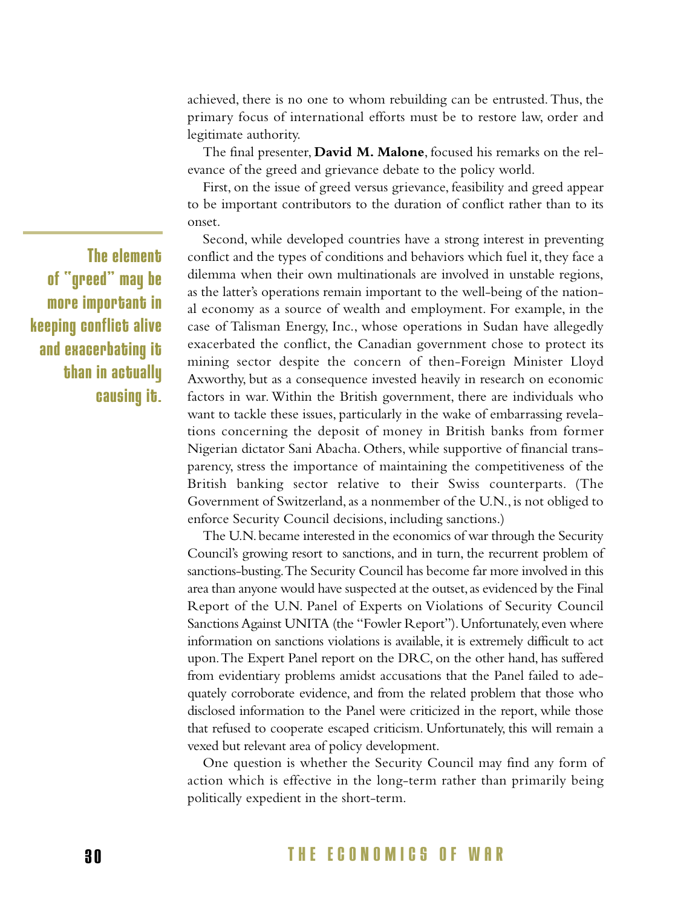achieved, there is no one to whom rebuilding can be entrusted. Thus, the primary focus of international efforts must be to restore law, order and legitimate authority.

The final presenter, **David M. Malone**, focused his remarks on the relevance of the greed and grievance debate to the policy world.

First, on the issue of greed versus grievance, feasibility and greed appear to be important contributors to the duration of conflict rather than to its onset.

> **The element of "greed" may be more important in keeping conflict alive and exacerbating it than in actually causing it.**

Second, while developed countries have a strong interest in preventing conflict and the types of conditions and behaviors which fuel it, they face a dilemma when their own multinationals are involved in unstable regions, as the latter's operations remain important to the well-being of the national economy as a source of wealth and employment. For example, in the case of Talisman Energy, Inc., whose operations in Sudan have allegedly exacerbated the conflict, the Canadian government chose to protect its mining sector despite the concern of then-Foreign Minister Lloyd Axworthy, but as a consequence invested heavily in research on economic factors in war. Within the British government, there are individuals who want to tackle these issues, particularly in the wake of embarrassing revelations concerning the deposit of money in British banks from former Nigerian dictator Sani Abacha. Others, while supportive of financial transparency, stress the importance of maintaining the competitiveness of the British banking sector relative to their Swiss counterparts. (The Government of Switzerland, as a nonmember of the U.N., is not obliged to enforce Security Council decisions, including sanctions.)

The U.N. became interested in the economics of war through the Security Council's growing resort to sanctions, and in turn, the recurrent problem of sanctions-busting. The Security Council has become far more involved in this area than anyone would have suspected at the outset, as evidenced by the Final Report of the U.N. Panel of Experts on Violations of Security Council Sanctions Against UNITA (the "Fowler Report"). Unfortunately, even where information on sanctions violations is available, it is extremely difficult to act upon. The Expert Panel report on the DRC, on the other hand, has suffered from evidentiary problems amidst accusations that the Panel failed to adequately corroborate evidence, and from the related problem that those who disclosed information to the Panel were criticized in the report, while those that refused to cooperate escaped criticism. Unfortunately, this will remain a vexed but relevant area of policy development.

One question is whether the Security Council may find any form of action which is effective in the long-term rather than primarily being politically expedient in the short-term.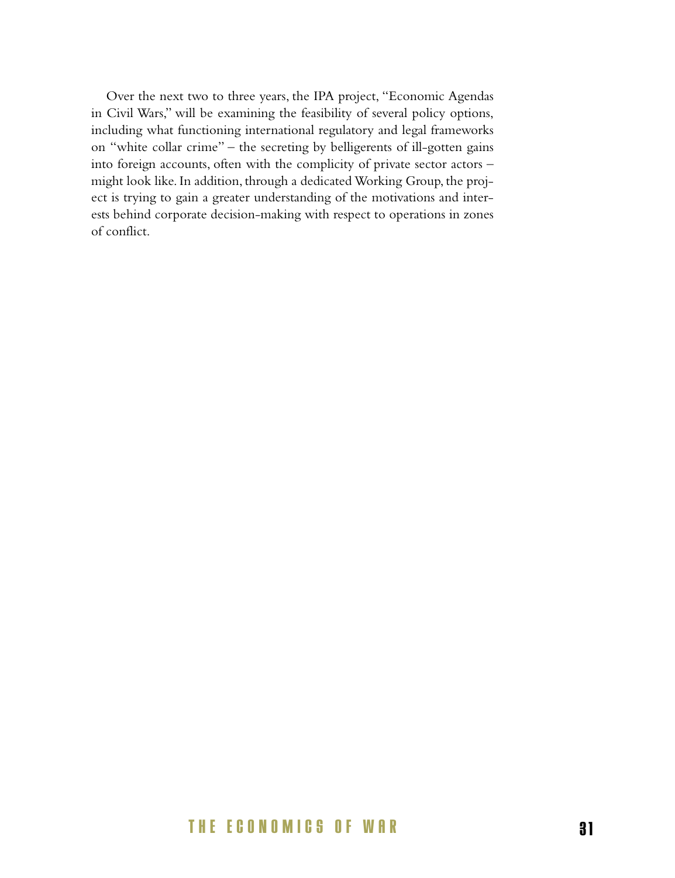Over the next two to three years, the IPA project, "Economic Agendas in Civil Wars," will be examining the feasibility of several policy options, including what functioning international regulatory and legal frameworks on "white collar crime" – the secreting by belligerents of ill-gotten gains into foreign accounts, often with the complicity of private sector actors – might look like. In addition, through a dedicated Working Group, the project is trying to gain a greater understanding of the motivations and interests behind corporate decision-making with respect to operations in zones of conflict.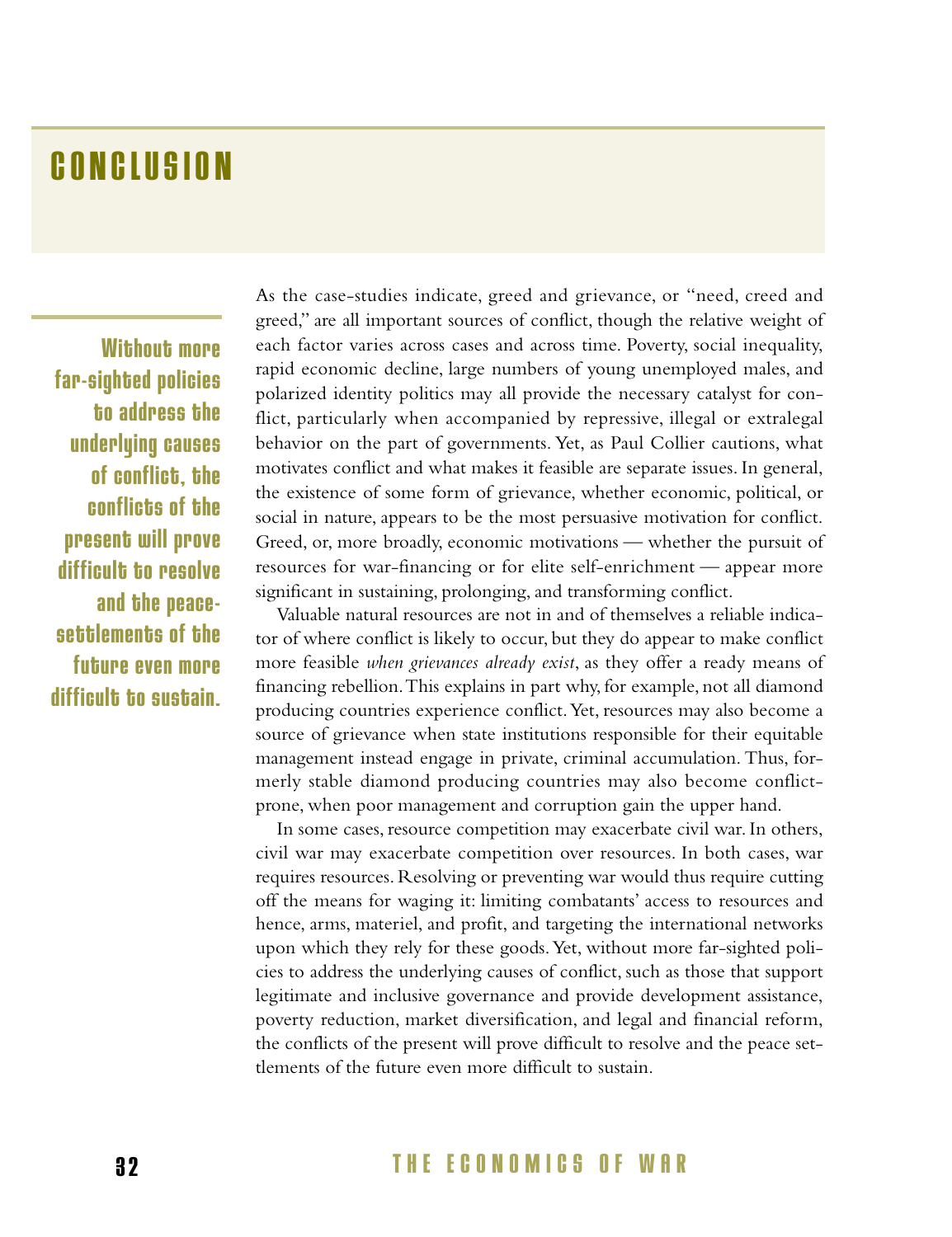# CONCLUSION

**Without more far-sighted policies to address the underlying causes of conflict, the conflicts of the present will prove difficult to resolve and the peace-settlements of the future even more difficult to sustain.**

As the case-studies indicate, greed and grievance, or "need, creed and greed," are all important sources of conflict, though the relative weight of each factor varies across cases and across time. Poverty, social inequality, rapid economic decline, large numbers of young unemployed males, and polarized identity politics may all provide the necessary catalyst for conflict, particularly when accompanied by repressive, illegal or extralegal behavior on the part of governments. Yet, as Paul Collier cautions, what motivates conflict and what makes it feasible are separate issues. In general, the existence of some form of grievance, whether economic, political, or social in nature, appears to be the most persuasive motivation for conflict. Greed, or, more broadly, economic motivations — whether the pursuit of resources for war-financing or for elite self-enrichment — appear more significant in sustaining, prolonging, and transforming conflict.

Valuable natural resources are not in and of themselves a reliable indicator of where conflict is likely to occur, but they do appear to make conflict more feasible *when grievances already exist*, as they offer a ready means of financing rebellion. This explains in part why, for example, not all diamond producing countries experience conflict. Yet, resources may also become a source of grievance when state institutions responsible for their equitable management instead engage in private, criminal accumulation. Thus, formerly stable diamond producing countries may also become conflict-prone, when poor management and corruption gain the upper hand.

In some cases, resource competition may exacerbate civil war. In others, civil war may exacerbate competition over resources. In both cases, war requires resources. Resolving or preventing war would thus require cutting off the means for waging it: limiting combatants' access to resources and hence, arms, materiel, and profit, and targeting the international networks upon which they rely for these goods. Yet, without more far-sighted policies to address the underlying causes of conflict, such as those that support legitimate and inclusive governance and provide development assistance, poverty reduction, market diversification, and legal and financial reform, the conflicts of the present will prove difficult to resolve and the peace settlements of the future even more difficult to sustain.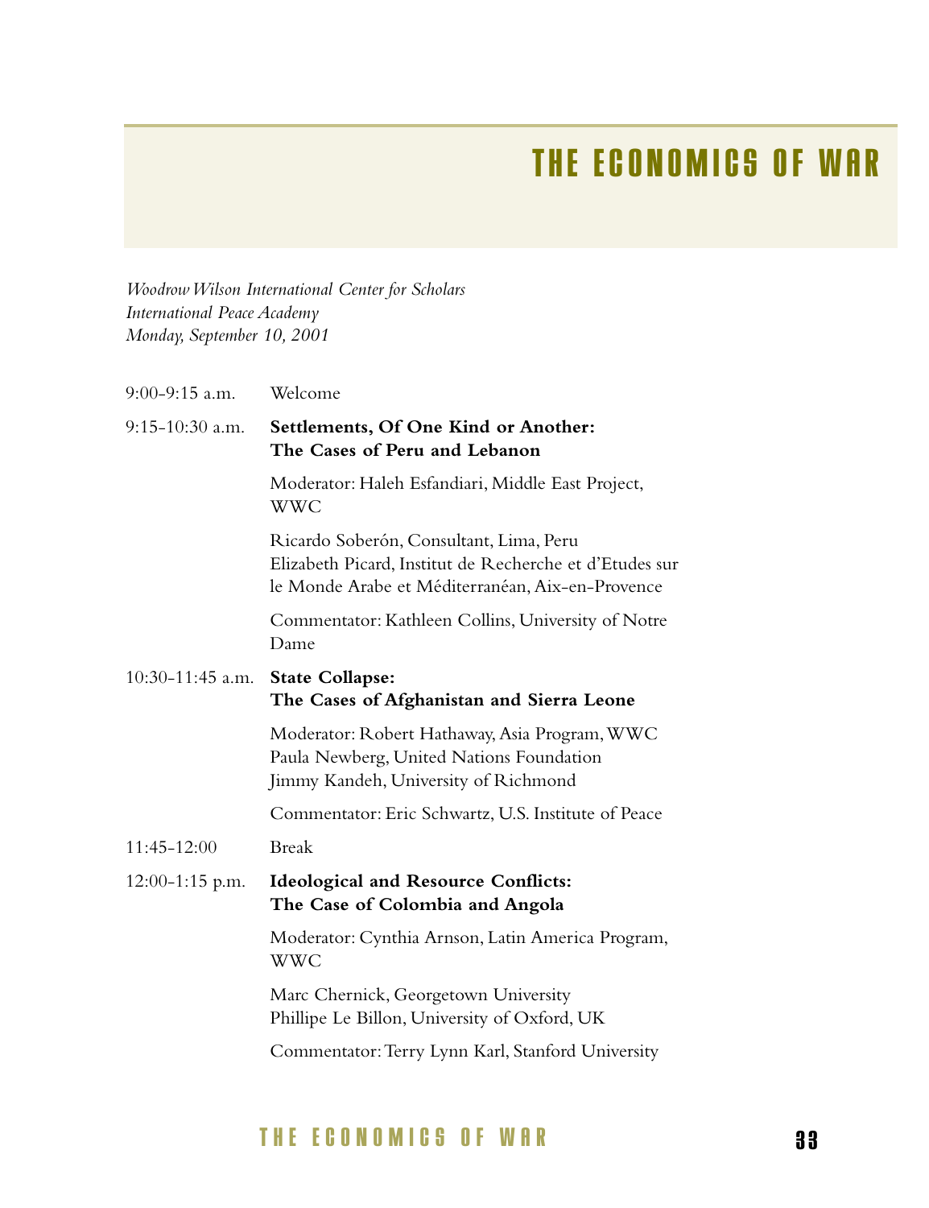# THE ECONOMICS OF WAR

*Woodrow Wilson International Center for Scholars*
*International Peace Academy*
*Monday, September 10, 2001*

9:00-9:15 a.m. Welcome

9:15-10:30 a.m. **Settlements, Of One Kind or Another: The Cases of Peru and Lebanon**

Moderator: Haleh Esfandiari, Middle East Project, WWC

Ricardo Soberón, Consultant, Lima, Peru
Elizabeth Picard, Institut de Recherche et d'Etudes sur le Monde Arabe et Méditerranéan, Aix-en-Provence

Commentator: Kathleen Collins, University of Notre Dame

10:30-11:45 a.m. **State Collapse: The Cases of Afghanistan and Sierra Leone**

Moderator: Robert Hathaway, Asia Program, WWC
Paula Newberg, United Nations Foundation
Jimmy Kandeh, University of Richmond

Commentator: Eric Schwartz, U.S. Institute of Peace

11:45-12:00 Break

12:00-1:15 p.m. **Ideological and Resource Conflicts: The Case of Colombia and Angola**

Moderator: Cynthia Arnson, Latin America Program, WWC

Marc Chernick, Georgetown University
Phillipe Le Billon, University of Oxford, UK

Commentator: Terry Lynn Karl, Stanford University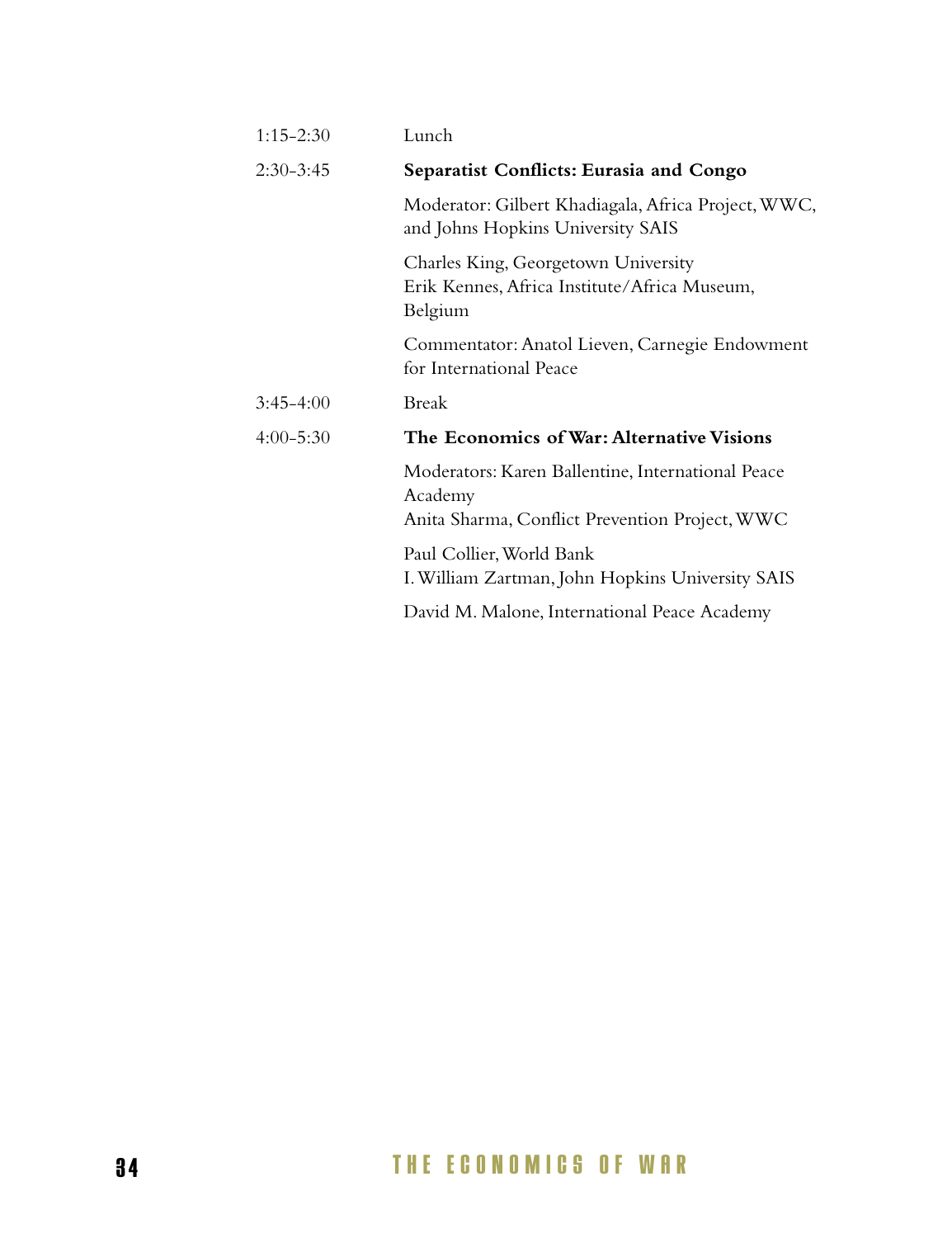| | |
|---|---|
| 1:15-2:30 | Lunch |
| 2:30-3:45 | **Separatist Conflicts: Eurasia and Congo** |
| | Moderator: Gilbert Khadiagala, Africa Project, WWC, and Johns Hopkins University SAIS |
| | Charles King, Georgetown University<br>Erik Kennes, Africa Institute/Africa Museum, Belgium |
| | Commentator: Anatol Lieven, Carnegie Endowment for International Peace |
| 3:45-4:00 | Break |
| 4:00-5:30 | **The Economics of War: Alternative Visions** |
| | Moderators: Karen Ballentine, International Peace Academy<br>Anita Sharma, Conflict Prevention Project, WWC |
| | Paul Collier, World Bank<br>I. William Zartman, John Hopkins University SAIS |
| | David M. Malone, International Peace Academy |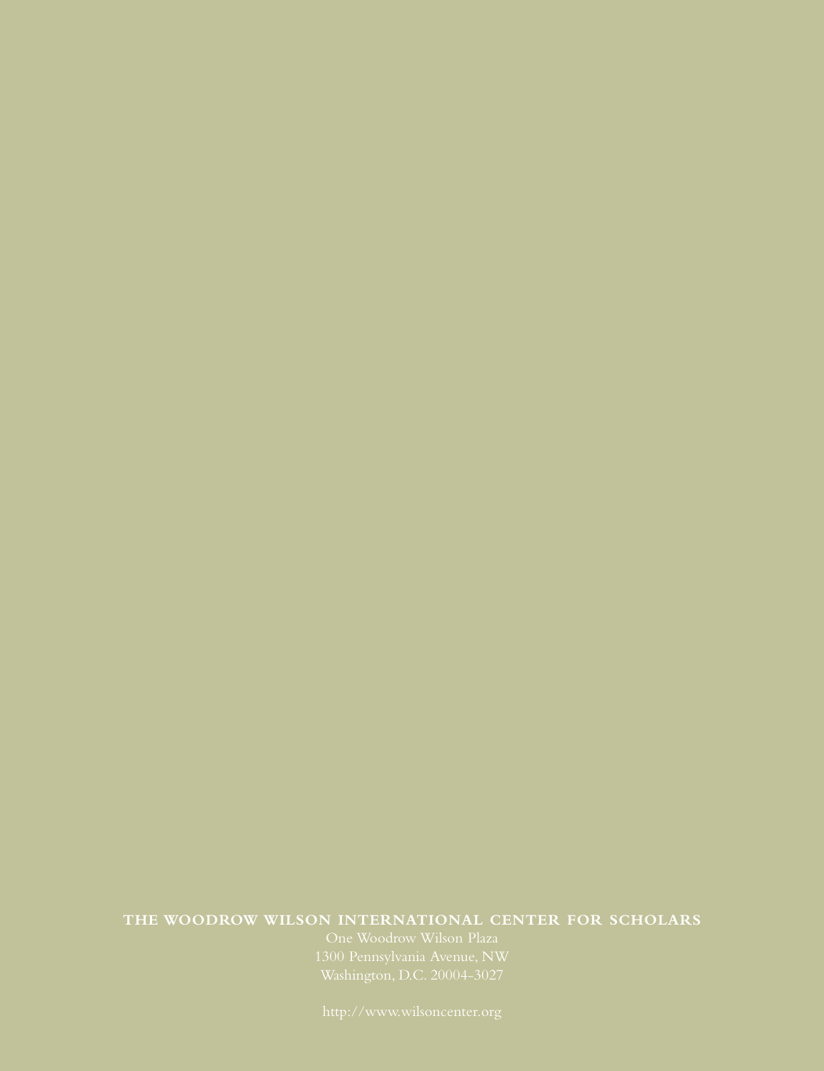**THE WOODROW WILSON INTERNATIONAL CENTER FOR SCHOLARS**

One Woodrow Wilson Plaza
1300 Pennsylvania Avenue, NW
Washington, D.C. 20004-3027

http://www.wilsoncenter.org